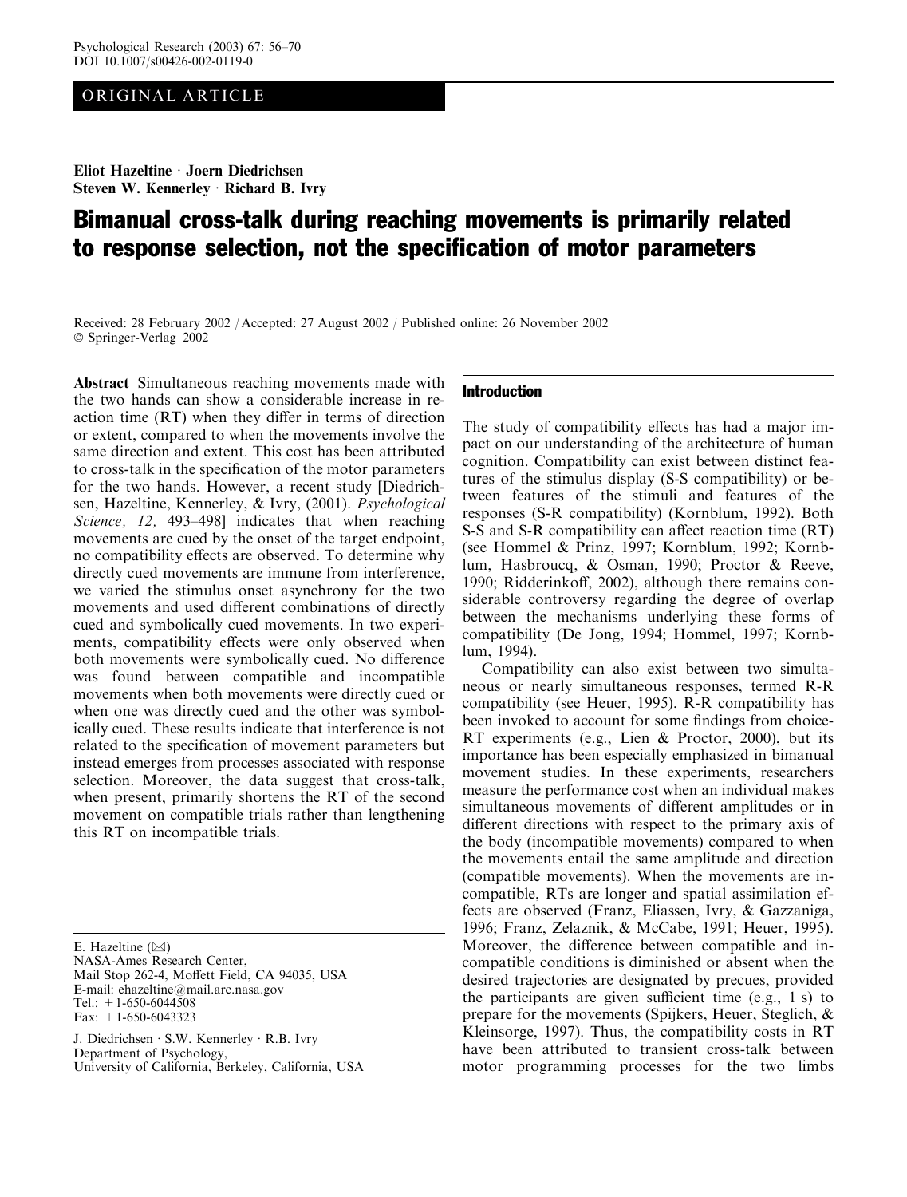ORIGINAL ARTICLE

**Eliot Hazeltine · Joern Diedrichsen**
**Steven W. Kennerley · Richard B. Ivry**

# Bimanual cross-talk during reaching movements is primarily related to response selection, not the specification of motor parameters

Received: 28 February 2002 / Accepted: 27 August 2002 / Published online: 26 November 2002
© Springer-Verlag 2002

**Abstract** Simultaneous reaching movements made with the two hands can show a considerable increase in reaction time (RT) when they differ in terms of direction or extent, compared to when the movements involve the same direction and extent. This cost has been attributed to cross-talk in the specification of the motor parameters for the two hands. However, a recent study [Diedrichsen, Hazeltine, Kennerley, & Ivry, (2001). *Psychological Science, 12,* 493–498] indicates that when reaching movements are cued by the onset of the target endpoint, no compatibility effects are observed. To determine why directly cued movements are immune from interference, we varied the stimulus onset asynchrony for the two movements and used different combinations of directly cued and symbolically cued movements. In two experiments, compatibility effects were only observed when both movements were symbolically cued. No difference was found between compatible and incompatible movements when both movements were directly cued or when one was directly cued and the other was symbolically cued. These results indicate that interference is not related to the specification of movement parameters but instead emerges from processes associated with response selection. Moreover, the data suggest that cross-talk, when present, primarily shortens the RT of the second movement on compatible trials rather than lengthening this RT on incompatible trials.

E. Hazeltine (✉)
NASA-Ames Research Center,
Mail Stop 262-4, Moffett Field, CA 94035, USA
E-mail: ehazeltine@mail.arc.nasa.gov
Tel.: +1-650-6044508
Fax: +1-650-6043323

J. Diedrichsen · S.W. Kennerley · R.B. Ivry
Department of Psychology,
University of California, Berkeley, California, USA

## Introduction

The study of compatibility effects has had a major impact on our understanding of the architecture of human cognition. Compatibility can exist between distinct features of the stimulus display (S-S compatibility) or between features of the stimuli and features of the responses (S-R compatibility) (Kornblum, 1992). Both S-S and S-R compatibility can affect reaction time (RT) (see Hommel & Prinz, 1997; Kornblum, 1992; Kornblum, Hasbroucq, & Osman, 1990; Proctor & Reeve, 1990; Ridderinkoff, 2002), although there remains considerable controversy regarding the degree of overlap between the mechanisms underlying these forms of compatibility (De Jong, 1994; Hommel, 1997; Kornblum, 1994).

Compatibility can also exist between two simultaneous or nearly simultaneous responses, termed R-R compatibility (see Heuer, 1995). R-R compatibility has been invoked to account for some findings from choice-RT experiments (e.g., Lien & Proctor, 2000), but its importance has been especially emphasized in bimanual movement studies. In these experiments, researchers measure the performance cost when an individual makes simultaneous movements of different amplitudes or in different directions with respect to the primary axis of the body (incompatible movements) compared to when the movements entail the same amplitude and direction (compatible movements). When the movements are incompatible, RTs are longer and spatial assimilation effects are observed (Franz, Eliassen, Ivry, & Gazzaniga, 1996; Franz, Zelaznik, & McCabe, 1991; Heuer, 1995). Moreover, the difference between compatible and incompatible conditions is diminished or absent when the desired trajectories are designated by precues, provided the participants are given sufficient time (e.g., 1 s) to prepare for the movements (Spijkers, Heuer, Steglich, & Kleinsorge, 1997). Thus, the compatibility costs in RT have been attributed to transient cross-talk between motor programming processes for the two limbs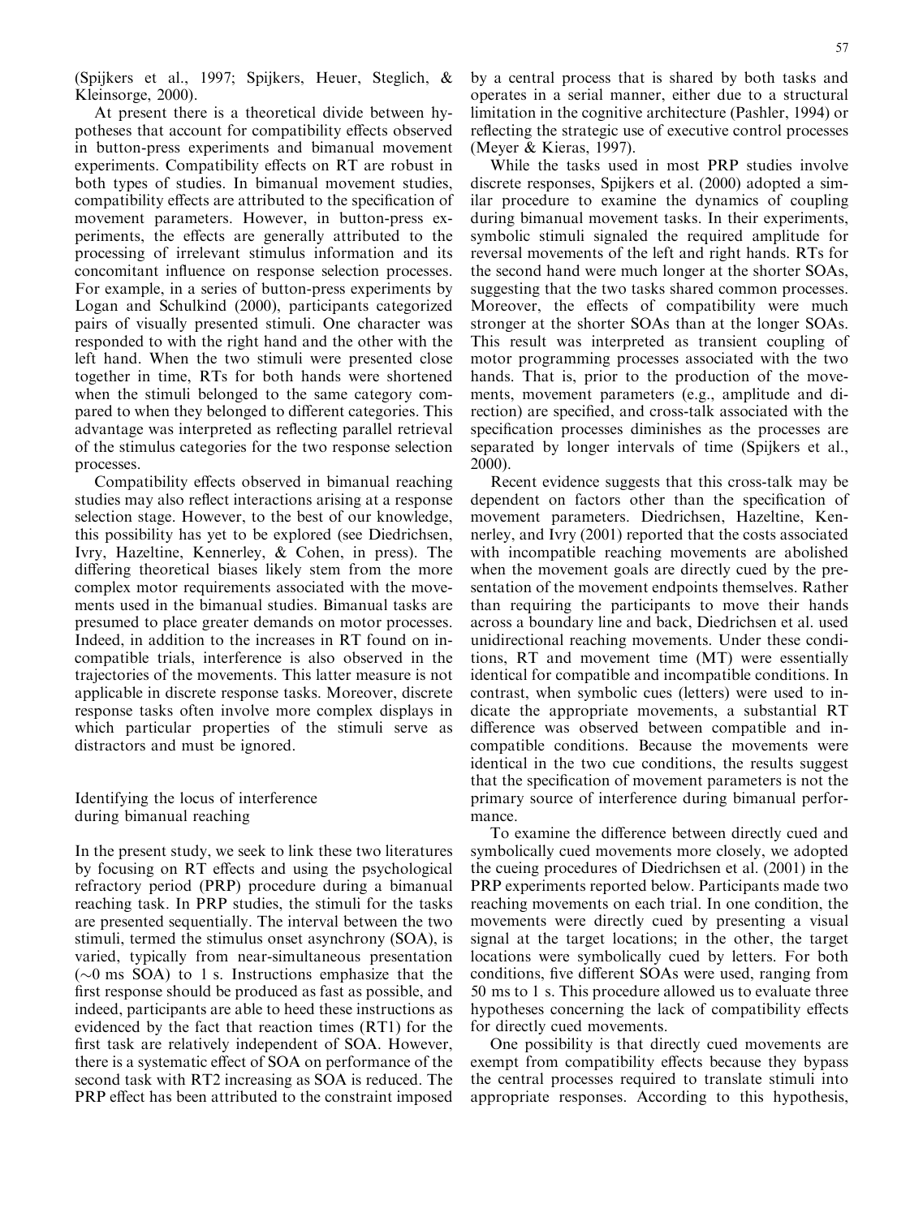(Spijkers et al., 1997; Spijkers, Heuer, Steglich, & Kleinsorge, 2000).

At present there is a theoretical divide between hypotheses that account for compatibility effects observed in button-press experiments and bimanual movement experiments. Compatibility effects on RT are robust in both types of studies. In bimanual movement studies, compatibility effects are attributed to the specification of movement parameters. However, in button-press experiments, the effects are generally attributed to the processing of irrelevant stimulus information and its concomitant influence on response selection processes. For example, in a series of button-press experiments by Logan and Schulkind (2000), participants categorized pairs of visually presented stimuli. One character was responded to with the right hand and the other with the left hand. When the two stimuli were presented close together in time, RTs for both hands were shortened when the stimuli belonged to the same category compared to when they belonged to different categories. This advantage was interpreted as reflecting parallel retrieval of the stimulus categories for the two response selection processes.

Compatibility effects observed in bimanual reaching studies may also reflect interactions arising at a response selection stage. However, to the best of our knowledge, this possibility has yet to be explored (see Diedrichsen, Ivry, Hazeltine, Kennerley, & Cohen, in press). The differing theoretical biases likely stem from the more complex motor requirements associated with the movements used in the bimanual studies. Bimanual tasks are presumed to place greater demands on motor processes. Indeed, in addition to the increases in RT found on incompatible trials, interference is also observed in the trajectories of the movements. This latter measure is not applicable in discrete response tasks. Moreover, discrete response tasks often involve more complex displays in which particular properties of the stimuli serve as distractors and must be ignored.

## Identifying the locus of interference during bimanual reaching

In the present study, we seek to link these two literatures by focusing on RT effects and using the psychological refractory period (PRP) procedure during a bimanual reaching task. In PRP studies, the stimuli for the tasks are presented sequentially. The interval between the two stimuli, termed the stimulus onset asynchrony (SOA), is varied, typically from near-simultaneous presentation (~0 ms SOA) to 1 s. Instructions emphasize that the first response should be produced as fast as possible, and indeed, participants are able to heed these instructions as evidenced by the fact that reaction times (RT1) for the first task are relatively independent of SOA. However, there is a systematic effect of SOA on performance of the second task with RT2 increasing as SOA is reduced. The PRP effect has been attributed to the constraint imposed by a central process that is shared by both tasks and operates in a serial manner, either due to a structural limitation in the cognitive architecture (Pashler, 1994) or reflecting the strategic use of executive control processes (Meyer & Kieras, 1997).

While the tasks used in most PRP studies involve discrete responses, Spijkers et al. (2000) adopted a similar procedure to examine the dynamics of coupling during bimanual movement tasks. In their experiments, symbolic stimuli signaled the required amplitude for reversal movements of the left and right hands. RTs for the second hand were much longer at the shorter SOAs, suggesting that the two tasks shared common processes. Moreover, the effects of compatibility were much stronger at the shorter SOAs than at the longer SOAs. This result was interpreted as transient coupling of motor programming processes associated with the two hands. That is, prior to the production of the movements, movement parameters (e.g., amplitude and direction) are specified, and cross-talk associated with the specification processes diminishes as the processes are separated by longer intervals of time (Spijkers et al., 2000).

Recent evidence suggests that this cross-talk may be dependent on factors other than the specification of movement parameters. Diedrichsen, Hazeltine, Kennerley, and Ivry (2001) reported that the costs associated with incompatible reaching movements are abolished when the movement goals are directly cued by the presentation of the movement endpoints themselves. Rather than requiring the participants to move their hands across a boundary line and back, Diedrichsen et al. used unidirectional reaching movements. Under these conditions, RT and movement time (MT) were essentially identical for compatible and incompatible conditions. In contrast, when symbolic cues (letters) were used to indicate the appropriate movements, a substantial RT difference was observed between compatible and incompatible conditions. Because the movements were identical in the two cue conditions, the results suggest that the specification of movement parameters is not the primary source of interference during bimanual performance.

To examine the difference between directly cued and symbolically cued movements more closely, we adopted the cueing procedures of Diedrichsen et al. (2001) in the PRP experiments reported below. Participants made two reaching movements on each trial. In one condition, the movements were directly cued by presenting a visual signal at the target locations; in the other, the target locations were symbolically cued by letters. For both conditions, five different SOAs were used, ranging from 50 ms to 1 s. This procedure allowed us to evaluate three hypotheses concerning the lack of compatibility effects for directly cued movements.

One possibility is that directly cued movements are exempt from compatibility effects because they bypass the central processes required to translate stimuli into appropriate responses. According to this hypothesis,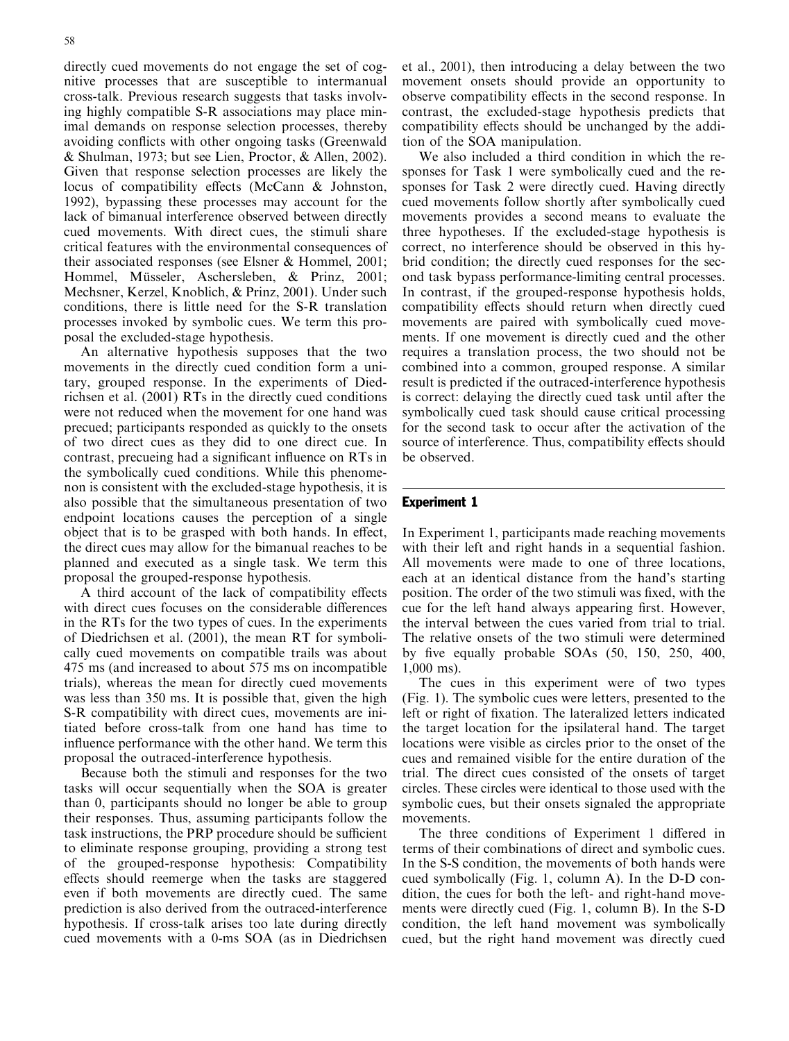directly cued movements do not engage the set of cognitive processes that are susceptible to intermanual cross-talk. Previous research suggests that tasks involving highly compatible S-R associations may place minimal demands on response selection processes, thereby avoiding conflicts with other ongoing tasks (Greenwald & Shulman, 1973; but see Lien, Proctor, & Allen, 2002). Given that response selection processes are likely the locus of compatibility effects (McCann & Johnston, 1992), bypassing these processes may account for the lack of bimanual interference observed between directly cued movements. With direct cues, the stimuli share critical features with the environmental consequences of their associated responses (see Elsner & Hommel, 2001; Hommel, Müsseler, Aschersleben, & Prinz, 2001; Mechsner, Kerzel, Knoblich, & Prinz, 2001). Under such conditions, there is little need for the S-R translation processes invoked by symbolic cues. We term this proposal the excluded-stage hypothesis.

An alternative hypothesis supposes that the two movements in the directly cued condition form a unitary, grouped response. In the experiments of Diedrichsen et al. (2001) RTs in the directly cued conditions were not reduced when the movement for one hand was precued; participants responded as quickly to the onsets of two direct cues as they did to one direct cue. In contrast, precueing had a significant influence on RTs in the symbolically cued conditions. While this phenomenon is consistent with the excluded-stage hypothesis, it is also possible that the simultaneous presentation of two endpoint locations causes the perception of a single object that is to be grasped with both hands. In effect, the direct cues may allow for the bimanual reaches to be planned and executed as a single task. We term this proposal the grouped-response hypothesis.

A third account of the lack of compatibility effects with direct cues focuses on the considerable differences in the RTs for the two types of cues. In the experiments of Diedrichsen et al. (2001), the mean RT for symbolically cued movements on compatible trails was about 475 ms (and increased to about 575 ms on incompatible trials), whereas the mean for directly cued movements was less than 350 ms. It is possible that, given the high S-R compatibility with direct cues, movements are initiated before cross-talk from one hand has time to influence performance with the other hand. We term this proposal the outraced-interference hypothesis.

Because both the stimuli and responses for the two tasks will occur sequentially when the SOA is greater than 0, participants should no longer be able to group their responses. Thus, assuming participants follow the task instructions, the PRP procedure should be sufficient to eliminate response grouping, providing a strong test of the grouped-response hypothesis: Compatibility effects should reemerge when the tasks are staggered even if both movements are directly cued. The same prediction is also derived from the outraced-interference hypothesis. If cross-talk arises too late during directly cued movements with a 0-ms SOA (as in Diedrichsen et al., 2001), then introducing a delay between the two movement onsets should provide an opportunity to observe compatibility effects in the second response. In contrast, the excluded-stage hypothesis predicts that compatibility effects should be unchanged by the addition of the SOA manipulation.

We also included a third condition in which the responses for Task 1 were symbolically cued and the responses for Task 2 were directly cued. Having directly cued movements follow shortly after symbolically cued movements provides a second means to evaluate the three hypotheses. If the excluded-stage hypothesis is correct, no interference should be observed in this hybrid condition; the directly cued responses for the second task bypass performance-limiting central processes. In contrast, if the grouped-response hypothesis holds, compatibility effects should return when directly cued movements are paired with symbolically cued movements. If one movement is directly cued and the other requires a translation process, the two should not be combined into a common, grouped response. A similar result is predicted if the outraced-interference hypothesis is correct: delaying the directly cued task until after the symbolically cued task should cause critical processing for the second task to occur after the activation of the source of interference. Thus, compatibility effects should be observed.

## Experiment 1

In Experiment 1, participants made reaching movements with their left and right hands in a sequential fashion. All movements were made to one of three locations, each at an identical distance from the hand's starting position. The order of the two stimuli was fixed, with the cue for the left hand always appearing first. However, the interval between the cues varied from trial to trial. The relative onsets of the two stimuli were determined by five equally probable SOAs (50, 150, 250, 400, 1,000 ms).

The cues in this experiment were of two types (Fig. 1). The symbolic cues were letters, presented to the left or right of fixation. The lateralized letters indicated the target location for the ipsilateral hand. The target locations were visible as circles prior to the onset of the cues and remained visible for the entire duration of the trial. The direct cues consisted of the onsets of target circles. These circles were identical to those used with the symbolic cues, but their onsets signaled the appropriate movements.

The three conditions of Experiment 1 differed in terms of their combinations of direct and symbolic cues. In the S-S condition, the movements of both hands were cued symbolically (Fig. 1, column A). In the D-D condition, the cues for both the left- and right-hand movements were directly cued (Fig. 1, column B). In the S-D condition, the left hand movement was symbolically cued, but the right hand movement was directly cued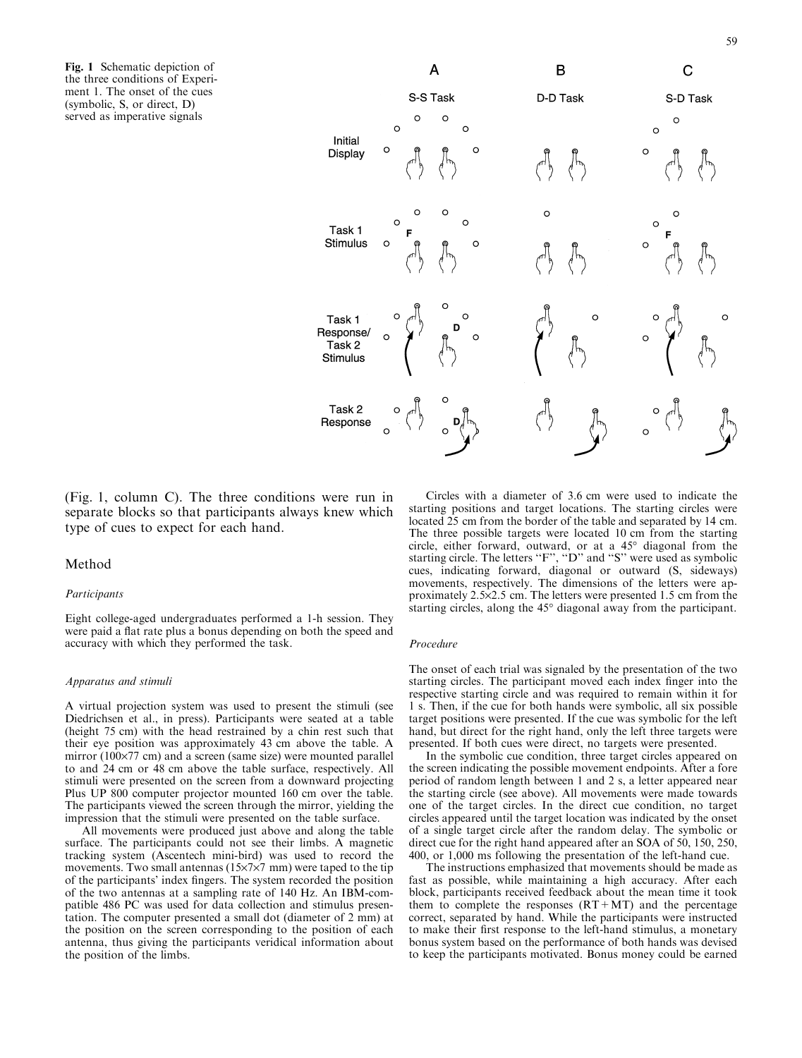**Fig. 1** Schematic depiction of the three conditions of Experiment 1. The onset of the cues (symbolic, S, or direct, D) served as imperative signals

(Fig. 1, column C). The three conditions were run in separate blocks so that participants always knew which type of cues to expect for each hand.

## Method

### *Participants*

Eight college-aged undergraduates performed a 1-h session. They were paid a flat rate plus a bonus depending on both the speed and accuracy with which they performed the task.

### *Apparatus and stimuli*

A virtual projection system was used to present the stimuli (see Diedrichsen et al., in press). Participants were seated at a table (height 75 cm) with the head restrained by a chin rest such that their eye position was approximately 43 cm above the table. A mirror (100×77 cm) and a screen (same size) were mounted parallel to and 24 cm or 48 cm above the table surface, respectively. All stimuli were presented on the screen from a downward projecting Plus UP 800 computer projector mounted 160 cm over the table. The participants viewed the screen through the mirror, yielding the impression that the stimuli were presented on the table surface.

All movements were produced just above and along the table surface. The participants could not see their limbs. A magnetic tracking system (Ascentech mini-bird) was used to record the movements. Two small antennas (15×7×7 mm) were taped to the tip of the participants' index fingers. The system recorded the position of the two antennas at a sampling rate of 140 Hz. An IBM-compatible 486 PC was used for data collection and stimulus presentation. The computer presented a small dot (diameter of 2 mm) at the position on the screen corresponding to the position of each antenna, thus giving the participants veridical information about the position of the limbs.

Circles with a diameter of 3.6 cm were used to indicate the starting positions and target locations. The starting circles were located 25 cm from the border of the table and separated by 14 cm. The three possible targets were located 10 cm from the starting circle, either forward, outward, or at a 45° diagonal from the starting circle. The letters "F", "D" and "S" were used as symbolic cues, indicating forward, diagonal or outward (S, sideways) movements, respectively. The dimensions of the letters were approximately 2.5×2.5 cm. The letters were presented 1.5 cm from the starting circles, along the 45° diagonal away from the participant.

### *Procedure*

The onset of each trial was signaled by the presentation of the two starting circles. The participant moved each index finger into the respective starting circle and was required to remain within it for 1 s. Then, if the cue for both hands were symbolic, all six possible target positions were presented. If the cue was symbolic for the left hand, but direct for the right hand, only the left three targets were presented. If both cues were direct, no targets were presented.

In the symbolic cue condition, three target circles appeared on the screen indicating the possible movement endpoints. After a fore period of random length between 1 and 2 s, a letter appeared near the starting circle (see above). All movements were made towards one of the target circles. In the direct cue condition, no target circles appeared until the target location was indicated by the onset of a single target circle after the random delay. The symbolic or direct cue for the right hand appeared after an SOA of 50, 150, 250, 400, or 1,000 ms following the presentation of the left-hand cue.

The instructions emphasized that movements should be made as fast as possible, while maintaining a high accuracy. After each block, participants received feedback about the mean time it took them to complete the responses (RT + MT) and the percentage correct, separated by hand. While the participants were instructed to make their first response to the left-hand stimulus, a monetary bonus system based on the performance of both hands was devised to keep the participants motivated. Bonus money could be earned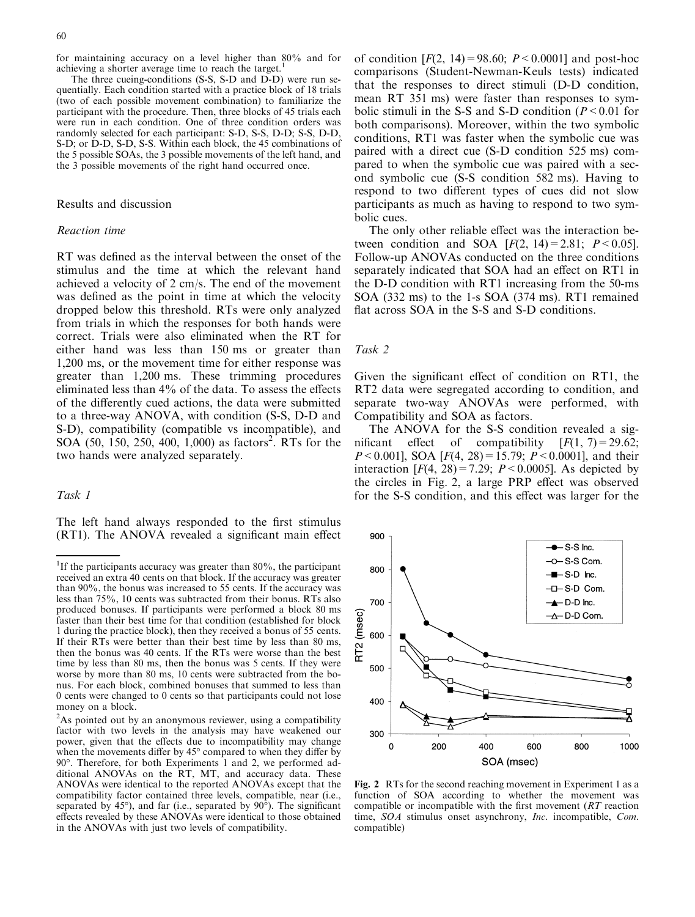for maintaining accuracy on a level higher than 80% and for achieving a shorter average time to reach the target.[1]

The three cueing-conditions (S-S, S-D and D-D) were run sequentially. Each condition started with a practice block of 18 trials (two of each possible movement combination) to familiarize the participant with the procedure. Then, three blocks of 45 trials each were run in each condition. One of three condition orders was randomly selected for each participant: S-D, S-S, D-D; S-S, D-D, S-D; or D-D, S-D, S-S. Within each block, the 45 combinations of the 5 possible SOAs, the 3 possible movements of the left hand, and the 3 possible movements of the right hand occurred once.

## Results and discussion

### Reaction time

RT was defined as the interval between the onset of the stimulus and the time at which the relevant hand achieved a velocity of 2 cm/s. The end of the movement was defined as the point in time at which the velocity dropped below this threshold. RTs were only analyzed from trials in which the responses for both hands were correct. Trials were also eliminated when the RT for either hand was less than 150 ms or greater than 1,200 ms, or the movement time for either response was greater than 1,200 ms. These trimming procedures eliminated less than 4% of the data. To assess the effects of the differently cued actions, the data were submitted to a three-way ANOVA, with condition (S-S, S-D and S-D), compatibility (compatible vs incompatible), and SOA (50, 150, 250, 400, 1,000) as factors[2]. RTs for the two hands were analyzed separately.

### Task 1

The left hand always responded to the first stimulus (RT1). The ANOVA revealed a significant main effect of condition [$F(2, 14) = 98.60$; $P < 0.0001$] and post-hoc comparisons (Student-Newman-Keuls tests) indicated that the responses to direct stimuli (D-D condition, mean RT 351 ms) were faster than responses to symbolic stimuli in the S-S and S-D condition ($P < 0.01$ for both comparisons). Moreover, within the two symbolic conditions, RT1 was faster when the symbolic cue was paired with a direct cue (S-D condition 525 ms) compared to when the symbolic cue was paired with a second symbolic cue (S-S condition 582 ms). Having to respond to two different types of cues did not slow participants as much as having to respond to two symbolic cues.

The only other reliable effect was the interaction between condition and SOA [$F(2, 14) = 2.81$; $P < 0.05$]. Follow-up ANOVAs conducted on the three conditions separately indicated that SOA had an effect on RT1 in the D-D condition with RT1 increasing from the 50-ms SOA (332 ms) to the 1-s SOA (374 ms). RT1 remained flat across SOA in the S-S and S-D conditions.

### Task 2

Given the significant effect of condition on RT1, the RT2 data were segregated according to condition, and separate two-way ANOVAs were performed, with Compatibility and SOA as factors.

The ANOVA for the S-S condition revealed a significant effect of compatibility [$F(1, 7) = 29.62$; $P < 0.001$], SOA [$F(4, 28) = 15.79$; $P < 0.0001$], and their interaction [$F(4, 28) = 7.29$; $P < 0.0005$]. As depicted by the circles in Fig. 2, a large PRP effect was observed for the S-S condition, and this effect was larger for the

**Fig. 2** RTs for the second reaching movement in Experiment 1 as a function of SOA according to whether the movement was compatible or incompatible with the first movement (*RT* reaction time, *SOA* stimulus onset asynchrony, *Inc.* incompatible, *Com.* compatible)

[1] If the participants accuracy was greater than 80%, the participant received an extra 40 cents on that block. If the accuracy was greater than 90%, the bonus was increased to 55 cents. If the accuracy was less than 75%, 10 cents was subtracted from their bonus. RTs also produced bonuses. If participants were performed a block 80 ms faster than their best time for that condition (established for block 1 during the practice block), then they received a bonus of 55 cents. If their RTs were better than their best time by less than 80 ms, then the bonus was 40 cents. If the RTs were worse than the best time by less than 80 ms, then the bonus was 5 cents. If they were worse by more than 80 ms, 10 cents were subtracted from the bonus. For each block, combined bonuses that summed to less than 0 cents were changed to 0 cents so that participants could not lose money on a block.

[2] As pointed out by an anonymous reviewer, using a compatibility factor with two levels in the analysis may have weakened our power, given that the effects due to incompatibility may change when the movements differ by 45° compared to when they differ by 90°. Therefore, for both Experiments 1 and 2, we performed additional ANOVAs on the RT, MT, and accuracy data. These ANOVAs were identical to the reported ANOVAs except that the compatibility factor contained three levels, compatible, near (i.e., separated by 45°), and far (i.e., separated by 90°). The significant effects revealed by these ANOVAs were identical to those obtained in the ANOVAs with just two levels of compatibility.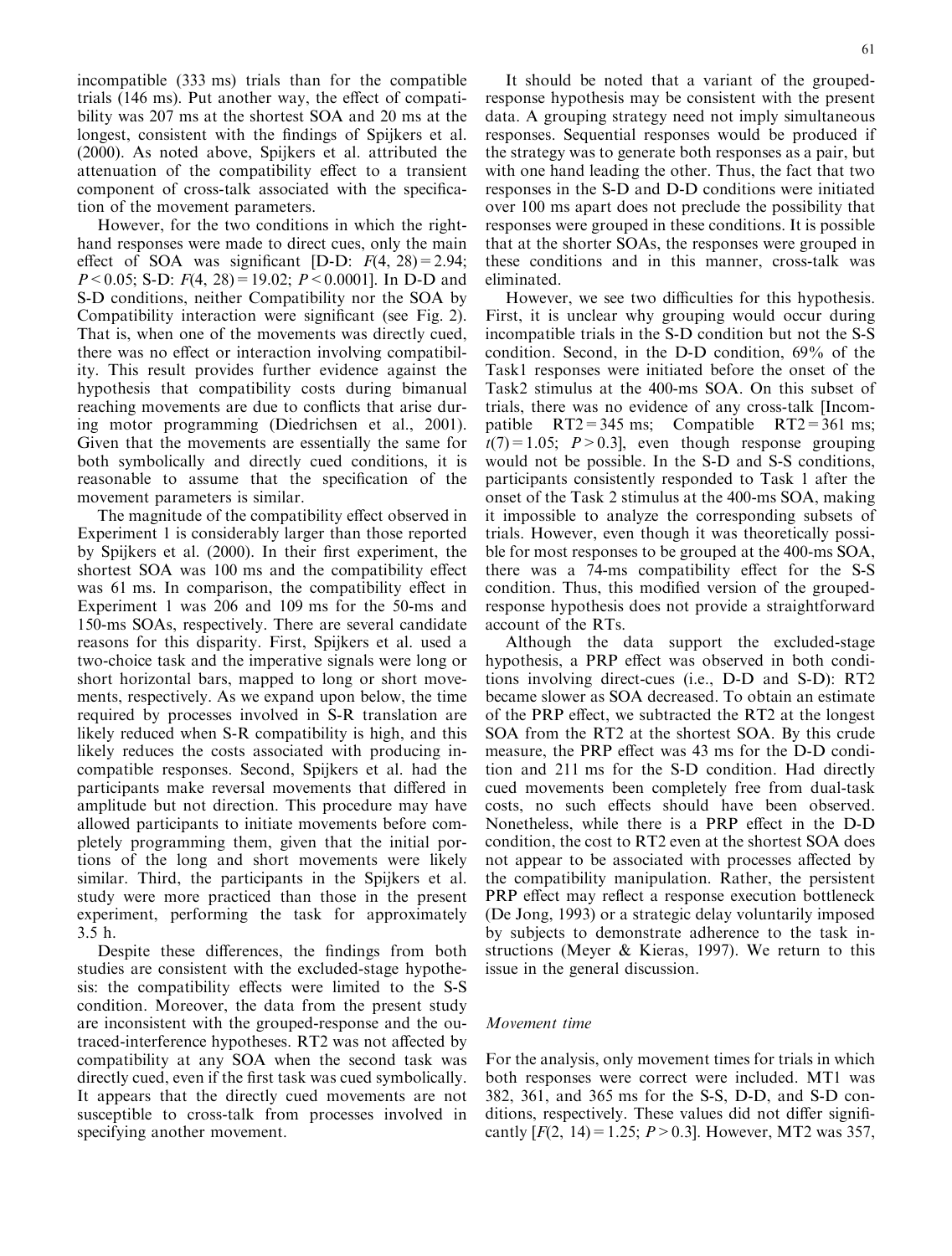incompatible (333 ms) trials than for the compatible trials (146 ms). Put another way, the effect of compatibility was 207 ms at the shortest SOA and 20 ms at the longest, consistent with the findings of Spijkers et al. (2000). As noted above, Spijkers et al. attributed the attenuation of the compatibility effect to a transient component of cross-talk associated with the specification of the movement parameters.

However, for the two conditions in which the right-hand responses were made to direct cues, only the main effect of SOA was significant [D-D: $F(4, 28) = 2.94$; $P < 0.05$; S-D: $F(4, 28) = 19.02$; $P < 0.0001$]. In D-D and S-D conditions, neither Compatibility nor the SOA by Compatibility interaction were significant (see Fig. 2). That is, when one of the movements was directly cued, there was no effect or interaction involving compatibility. This result provides further evidence against the hypothesis that compatibility costs during bimanual reaching movements are due to conflicts that arise during motor programming (Diedrichsen et al., 2001). Given that the movements are essentially the same for both symbolically and directly cued conditions, it is reasonable to assume that the specification of the movement parameters is similar.

The magnitude of the compatibility effect observed in Experiment 1 is considerably larger than those reported by Spijkers et al. (2000). In their first experiment, the shortest SOA was 100 ms and the compatibility effect was 61 ms. In comparison, the compatibility effect in Experiment 1 was 206 and 109 ms for the 50-ms and 150-ms SOAs, respectively. There are several candidate reasons for this disparity. First, Spijkers et al. used a two-choice task and the imperative signals were long or short horizontal bars, mapped to long or short movements, respectively. As we expand upon below, the time required by processes involved in S-R translation are likely reduced when S-R compatibility is high, and this likely reduces the costs associated with producing incompatible responses. Second, Spijkers et al. had the participants make reversal movements that differed in amplitude but not direction. This procedure may have allowed participants to initiate movements before completely programming them, given that the initial portions of the long and short movements were likely similar. Third, the participants in the Spijkers et al. study were more practiced than those in the present experiment, performing the task for approximately 3.5 h.

Despite these differences, the findings from both studies are consistent with the excluded-stage hypothesis: the compatibility effects were limited to the S-S condition. Moreover, the data from the present study are inconsistent with the grouped-response and the outraced-interference hypotheses. RT2 was not affected by compatibility at any SOA when the second task was directly cued, even if the first task was cued symbolically. It appears that the directly cued movements are not susceptible to cross-talk from processes involved in specifying another movement.

It should be noted that a variant of the grouped-response hypothesis may be consistent with the present data. A grouping strategy need not imply simultaneous responses. Sequential responses would be produced if the strategy was to generate both responses as a pair, but with one hand leading the other. Thus, the fact that two responses in the S-D and D-D conditions were initiated over 100 ms apart does not preclude the possibility that responses were grouped in these conditions. It is possible that at the shorter SOAs, the responses were grouped in these conditions and in this manner, cross-talk was eliminated.

However, we see two difficulties for this hypothesis. First, it is unclear why grouping would occur during incompatible trials in the S-D condition but not the S-S condition. Second, in the D-D condition, 69% of the Task1 responses were initiated before the onset of the Task2 stimulus at the 400-ms SOA. On this subset of trials, there was no evidence of any cross-talk [Incompatible RT2 = 345 ms; Compatible RT2 = 361 ms; $t(7) = 1.05$; $P > 0.3$], even though response grouping would not be possible. In the S-D and S-S conditions, participants consistently responded to Task 1 after the onset of the Task 2 stimulus at the 400-ms SOA, making it impossible to analyze the corresponding subsets of trials. However, even though it was theoretically possible for most responses to be grouped at the 400-ms SOA, there was a 74-ms compatibility effect for the S-S condition. Thus, this modified version of the grouped-response hypothesis does not provide a straightforward account of the RTs.

Although the data support the excluded-stage hypothesis, a PRP effect was observed in both conditions involving direct-cues (i.e., D-D and S-D): RT2 became slower as SOA decreased. To obtain an estimate of the PRP effect, we subtracted the RT2 at the longest SOA from the RT2 at the shortest SOA. By this crude measure, the PRP effect was 43 ms for the D-D condition and 211 ms for the S-D condition. Had directly cued movements been completely free from dual-task costs, no such effects should have been observed. Nonetheless, while there is a PRP effect in the D-D condition, the cost to RT2 even at the shortest SOA does not appear to be associated with processes affected by the compatibility manipulation. Rather, the persistent PRP effect may reflect a response execution bottleneck (De Jong, 1993) or a strategic delay voluntarily imposed by subjects to demonstrate adherence to the task instructions (Meyer & Kieras, 1997). We return to this issue in the general discussion.

### *Movement time*

For the analysis, only movement times for trials in which both responses were correct were included. MT1 was 382, 361, and 365 ms for the S-S, D-D, and S-D conditions, respectively. These values did not differ significantly [$F(2, 14) = 1.25$; $P > 0.3$]. However, MT2 was 357,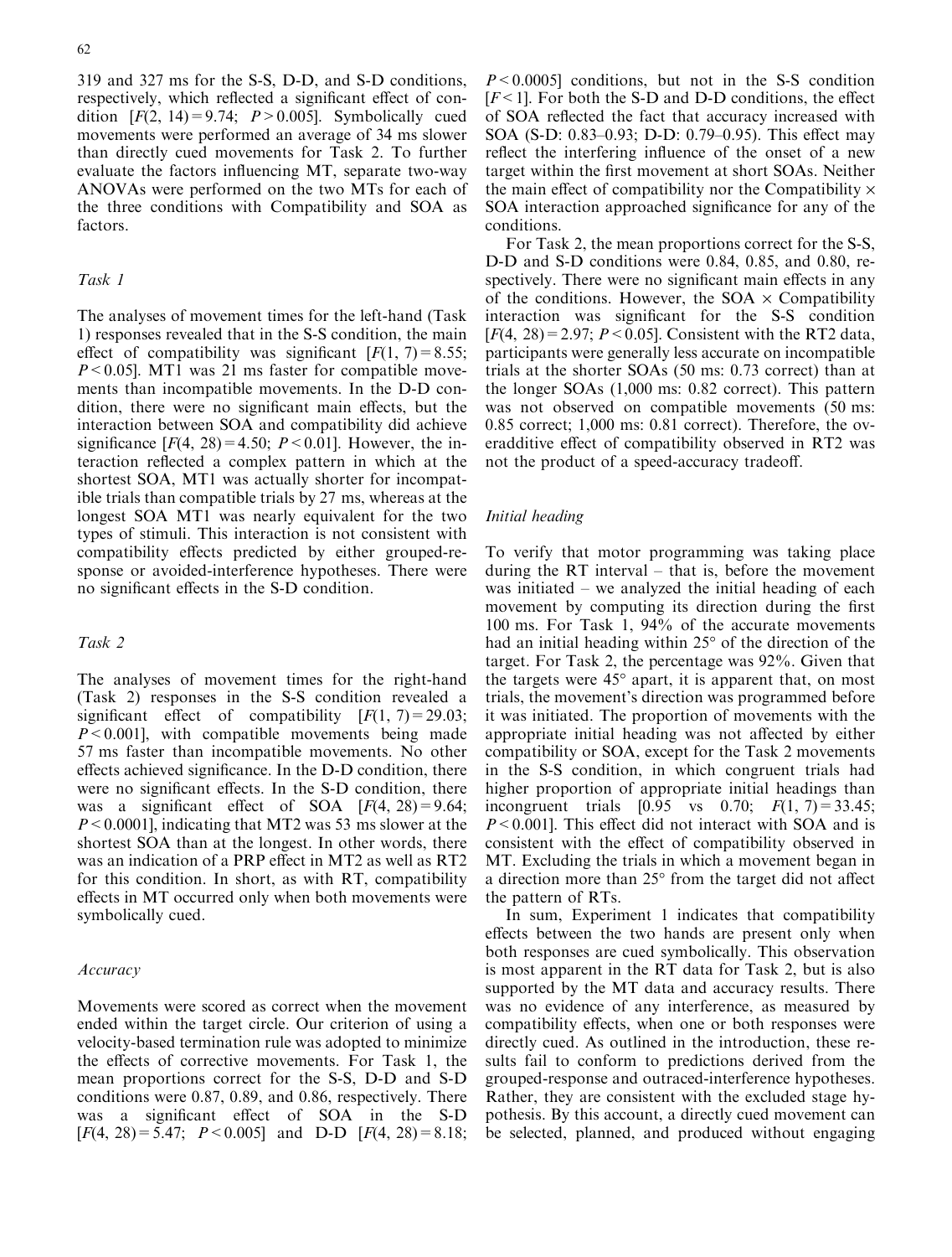319 and 327 ms for the S-S, D-D, and S-D conditions, respectively, which reflected a significant effect of condition [$F(2, 14) = 9.74$; $P > 0.005$]. Symbolically cued movements were performed an average of 34 ms slower than directly cued movements for Task 2. To further evaluate the factors influencing MT, separate two-way ANOVAs were performed on the two MTs for each of the three conditions with Compatibility and SOA as factors.

### *Task 1*

The analyses of movement times for the left-hand (Task 1) responses revealed that in the S-S condition, the main effect of compatibility was significant [$F(1, 7) = 8.55$; $P < 0.05$]. MT1 was 21 ms faster for compatible movements than incompatible movements. In the D-D condition, there were no significant main effects, but the interaction between SOA and compatibility did achieve significance [$F(4, 28) = 4.50$; $P < 0.01$]. However, the interaction reflected a complex pattern in which at the shortest SOA, MT1 was actually shorter for incompatible trials than compatible trials by 27 ms, whereas at the longest SOA MT1 was nearly equivalent for the two types of stimuli. This interaction is not consistent with compatibility effects predicted by either grouped-response or avoided-interference hypotheses. There were no significant effects in the S-D condition.

### *Task 2*

The analyses of movement times for the right-hand (Task 2) responses in the S-S condition revealed a significant effect of compatibility [$F(1, 7) = 29.03$; $P < 0.001$], with compatible movements being made 57 ms faster than incompatible movements. No other effects achieved significance. In the D-D condition, there were no significant effects. In the S-D condition, there was a significant effect of SOA [$F(4, 28) = 9.64$; $P < 0.0001$], indicating that MT2 was 53 ms slower at the shortest SOA than at the longest. In other words, there was an indication of a PRP effect in MT2 as well as RT2 for this condition. In short, as with RT, compatibility effects in MT occurred only when both movements were symbolically cued.

### *Accuracy*

Movements were scored as correct when the movement ended within the target circle. Our criterion of using a velocity-based termination rule was adopted to minimize the effects of corrective movements. For Task 1, the mean proportions correct for the S-S, D-D and S-D conditions were 0.87, 0.89, and 0.86, respectively. There was a significant effect of SOA in the S-D [$F(4, 28) = 5.47$; $P < 0.005$] and D-D [$F(4, 28) = 8.18$; $P < 0.0005$] conditions, but not in the S-S condition [$F < 1$]. For both the S-D and D-D conditions, the effect of SOA reflected the fact that accuracy increased with SOA (S-D: 0.83–0.93; D-D: 0.79–0.95). This effect may reflect the interfering influence of the onset of a new target within the first movement at short SOAs. Neither the main effect of compatibility nor the Compatibility × SOA interaction approached significance for any of the conditions.

For Task 2, the mean proportions correct for the S-S, D-D and S-D conditions were 0.84, 0.85, and 0.80, respectively. There were no significant main effects in any of the conditions. However, the SOA × Compatibility interaction was significant for the S-S condition [$F(4, 28) = 2.97$; $P < 0.05$]. Consistent with the RT2 data, participants were generally less accurate on incompatible trials at the shorter SOAs (50 ms: 0.73 correct) than at the longer SOAs (1,000 ms: 0.82 correct). This pattern was not observed on compatible movements (50 ms: 0.85 correct; 1,000 ms: 0.81 correct). Therefore, the overadditive effect of compatibility observed in RT2 was not the product of a speed-accuracy tradeoff.

### *Initial heading*

To verify that motor programming was taking place during the RT interval – that is, before the movement was initiated – we analyzed the initial heading of each movement by computing its direction during the first 100 ms. For Task 1, 94% of the accurate movements had an initial heading within 25° of the direction of the target. For Task 2, the percentage was 92%. Given that the targets were 45° apart, it is apparent that, on most trials, the movement's direction was programmed before it was initiated. The proportion of movements with the appropriate initial heading was not affected by either compatibility or SOA, except for the Task 2 movements in the S-S condition, in which congruent trials had higher proportion of appropriate initial headings than incongruent trials [0.95 vs 0.70; $F(1, 7) = 33.45$; $P < 0.001$]. This effect did not interact with SOA and is consistent with the effect of compatibility observed in MT. Excluding the trials in which a movement began in a direction more than 25° from the target did not affect the pattern of RTs.

In sum, Experiment 1 indicates that compatibility effects between the two hands are present only when both responses are cued symbolically. This observation is most apparent in the RT data for Task 2, but is also supported by the MT data and accuracy results. There was no evidence of any interference, as measured by compatibility effects, when one or both responses were directly cued. As outlined in the introduction, these results fail to conform to predictions derived from the grouped-response and outraced-interference hypotheses. Rather, they are consistent with the excluded stage hypothesis. By this account, a directly cued movement can be selected, planned, and produced without engaging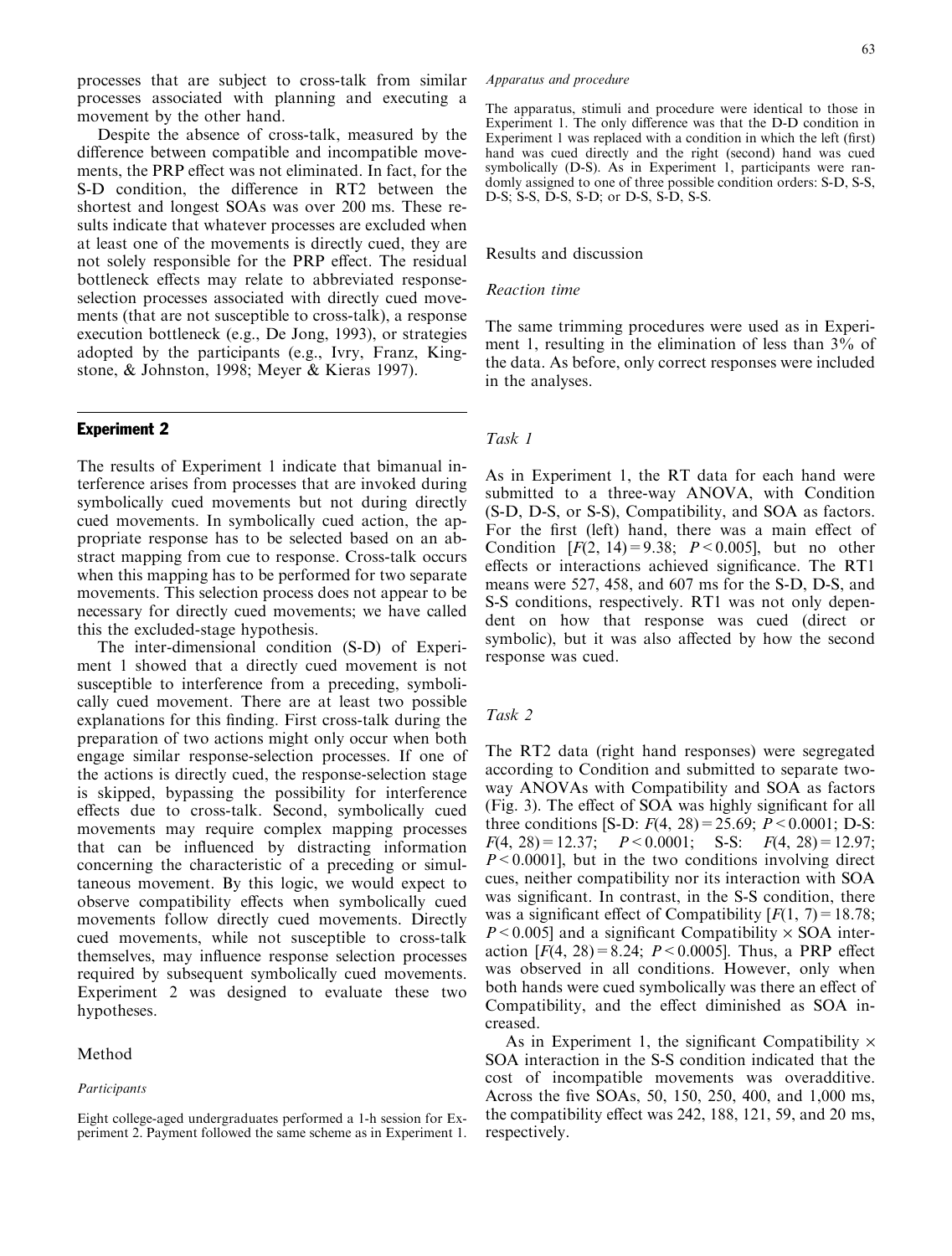processes that are subject to cross-talk from similar processes associated with planning and executing a movement by the other hand.

Despite the absence of cross-talk, measured by the difference between compatible and incompatible movements, the PRP effect was not eliminated. In fact, for the S-D condition, the difference in RT2 between the shortest and longest SOAs was over 200 ms. These results indicate that whatever processes are excluded when at least one of the movements is directly cued, they are not solely responsible for the PRP effect. The residual bottleneck effects may relate to abbreviated response-selection processes associated with directly cued movements (that are not susceptible to cross-talk), a response execution bottleneck (e.g., De Jong, 1993), or strategies adopted by the participants (e.g., Ivry, Franz, Kingstone, & Johnston, 1998; Meyer & Kieras 1997).

## Experiment 2

The results of Experiment 1 indicate that bimanual interference arises from processes that are invoked during symbolically cued movements but not during directly cued movements. In symbolically cued action, the appropriate response has to be selected based on an abstract mapping from cue to response. Cross-talk occurs when this mapping has to be performed for two separate movements. This selection process does not appear to be necessary for directly cued movements; we have called this the excluded-stage hypothesis.

The inter-dimensional condition (S-D) of Experiment 1 showed that a directly cued movement is not susceptible to interference from a preceding, symbolically cued movement. There are at least two possible explanations for this finding. First cross-talk during the preparation of two actions might only occur when both engage similar response-selection processes. If one of the actions is directly cued, the response-selection stage is skipped, bypassing the possibility for interference effects due to cross-talk. Second, symbolically cued movements may require complex mapping processes that can be influenced by distracting information concerning the characteristic of a preceding or simultaneous movement. By this logic, we would expect to observe compatibility effects when symbolically cued movements follow directly cued movements. Directly cued movements, while not susceptible to cross-talk themselves, may influence response selection processes required by subsequent symbolically cued movements. Experiment 2 was designed to evaluate these two hypotheses.

### Method

#### *Participants*

Eight college-aged undergraduates performed a 1-h session for Experiment 2. Payment followed the same scheme as in Experiment 1.

#### *Apparatus and procedure*

The apparatus, stimuli and procedure were identical to those in Experiment 1. The only difference was that the D-D condition in Experiment 1 was replaced with a condition in which the left (first) hand was cued directly and the right (second) hand was cued symbolically (D-S). As in Experiment 1, participants were randomly assigned to one of three possible condition orders: S-D, S-S, D-S; S-S, D-S, S-D; or D-S, S-D, S-S.

### Results and discussion

#### *Reaction time*

The same trimming procedures were used as in Experiment 1, resulting in the elimination of less than 3% of the data. As before, only correct responses were included in the analyses.

#### *Task 1*

As in Experiment 1, the RT data for each hand were submitted to a three-way ANOVA, with Condition (S-D, D-S, or S-S), Compatibility, and SOA as factors. For the first (left) hand, there was a main effect of Condition [$F(2, 14) = 9.38$; $P < 0.005$], but no other effects or interactions achieved significance. The RT1 means were 527, 458, and 607 ms for the S-D, D-S, and S-S conditions, respectively. RT1 was not only dependent on how that response was cued (direct or symbolic), but it was also affected by how the second response was cued.

#### *Task 2*

The RT2 data (right hand responses) were segregated according to Condition and submitted to separate two-way ANOVAs with Compatibility and SOA as factors (Fig. 3). The effect of SOA was highly significant for all three conditions [S-D: $F(4, 28) = 25.69$; $P < 0.0001$; D-S: $F(4, 28) = 12.37$; $P < 0.0001$; S-S: $F(4, 28) = 12.97$; $P < 0.0001$], but in the two conditions involving direct cues, neither compatibility nor its interaction with SOA was significant. In contrast, in the S-S condition, there was a significant effect of Compatibility [$F(1, 7) = 18.78$; $P < 0.005$] and a significant Compatibility × SOA interaction [$F(4, 28) = 8.24$; $P < 0.0005$]. Thus, a PRP effect was observed in all conditions. However, only when both hands were cued symbolically was there an effect of Compatibility, and the effect diminished as SOA increased.

As in Experiment 1, the significant Compatibility × SOA interaction in the S-S condition indicated that the cost of incompatible movements was overadditive. Across the five SOAs, 50, 150, 250, 400, and 1,000 ms, the compatibility effect was 242, 188, 121, 59, and 20 ms, respectively.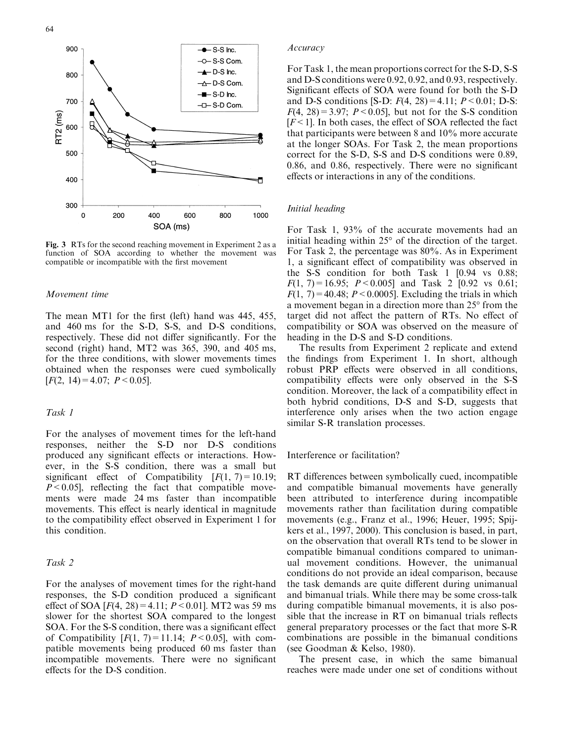Fig. 3 RTs for the second reaching movement in Experiment 2 as a function of SOA according to whether the movement was compatible or incompatible with the first movement

*Movement time*

The mean MT1 for the first (left) hand was 445, 455, and 460 ms for the S-D, S-S, and D-S conditions, respectively. These did not differ significantly. For the second (right) hand, MT2 was 365, 390, and 405 ms, for the three conditions, with slower movements times obtained when the responses were cued symbolically [$F(2, 14) = 4.07$; $P < 0.05$].

*Task 1*

For the analyses of movement times for the left-hand responses, neither the S-D nor D-S conditions produced any significant effects or interactions. However, in the S-S condition, there was a small but significant effect of Compatibility [$F(1, 7) = 10.19$; $P < 0.05$], reflecting the fact that compatible movements were made 24 ms faster than incompatible movements. This effect is nearly identical in magnitude to the compatibility effect observed in Experiment 1 for this condition.

*Task 2*

For the analyses of movement times for the right-hand responses, the S-D condition produced a significant effect of SOA [$F(4, 28) = 4.11$; $P < 0.01$]. MT2 was 59 ms slower for the shortest SOA compared to the longest SOA. For the S-S condition, there was a significant effect of Compatibility [$F(1, 7) = 11.14$; $P < 0.05$], with compatible movements being produced 60 ms faster than incompatible movements. There were no significant effects for the D-S condition.

*Accuracy*

For Task 1, the mean proportions correct for the S-D, S-S and D-S conditions were 0.92, 0.92, and 0.93, respectively. Significant effects of SOA were found for both the S-D and D-S conditions [S-D: $F(4, 28) = 4.11$; $P < 0.01$; D-S: $F(4, 28) = 3.97$; $P < 0.05$], but not for the S-S condition [$F < 1$]. In both cases, the effect of SOA reflected the fact that participants were between 8 and 10% more accurate at the longer SOAs. For Task 2, the mean proportions correct for the S-D, S-S and D-S conditions were 0.89, 0.86, and 0.86, respectively. There were no significant effects or interactions in any of the conditions.

*Initial heading*

For Task 1, 93% of the accurate movements had an initial heading within 25° of the direction of the target. For Task 2, the percentage was 80%. As in Experiment 1, a significant effect of compatibility was observed in the S-S condition for both Task 1 [0.94 vs 0.88; $F(1, 7) = 16.95$; $P < 0.005$] and Task 2 [0.92 vs 0.61; $F(1, 7) = 40.48$; $P < 0.0005$]. Excluding the trials in which a movement began in a direction more than 25° from the target did not affect the pattern of RTs. No effect of compatibility or SOA was observed on the measure of heading in the D-S and S-D conditions.

The results from Experiment 2 replicate and extend the findings from Experiment 1. In short, although robust PRP effects were observed in all conditions, compatibility effects were only observed in the S-S condition. Moreover, the lack of a compatibility effect in both hybrid conditions, D-S and S-D, suggests that interference only arises when the two action engage similar S-R translation processes.

## Interference or facilitation?

RT differences between symbolically cued, incompatible and compatible bimanual movements have generally been attributed to interference during incompatible movements rather than facilitation during compatible movements (e.g., Franz et al., 1996; Heuer, 1995; Spijkers et al., 1997, 2000). This conclusion is based, in part, on the observation that overall RTs tend to be slower in compatible bimanual conditions compared to unimanual movement conditions. However, the unimanual conditions do not provide an ideal comparison, because the task demands are quite different during unimanual and bimanual trials. While there may be some cross-talk during compatible bimanual movements, it is also possible that the increase in RT on bimanual trials reflects general preparatory processes or the fact that more S-R combinations are possible in the bimanual conditions (see Goodman & Kelso, 1980).

The present case, in which the same bimanual reaches were made under one set of conditions without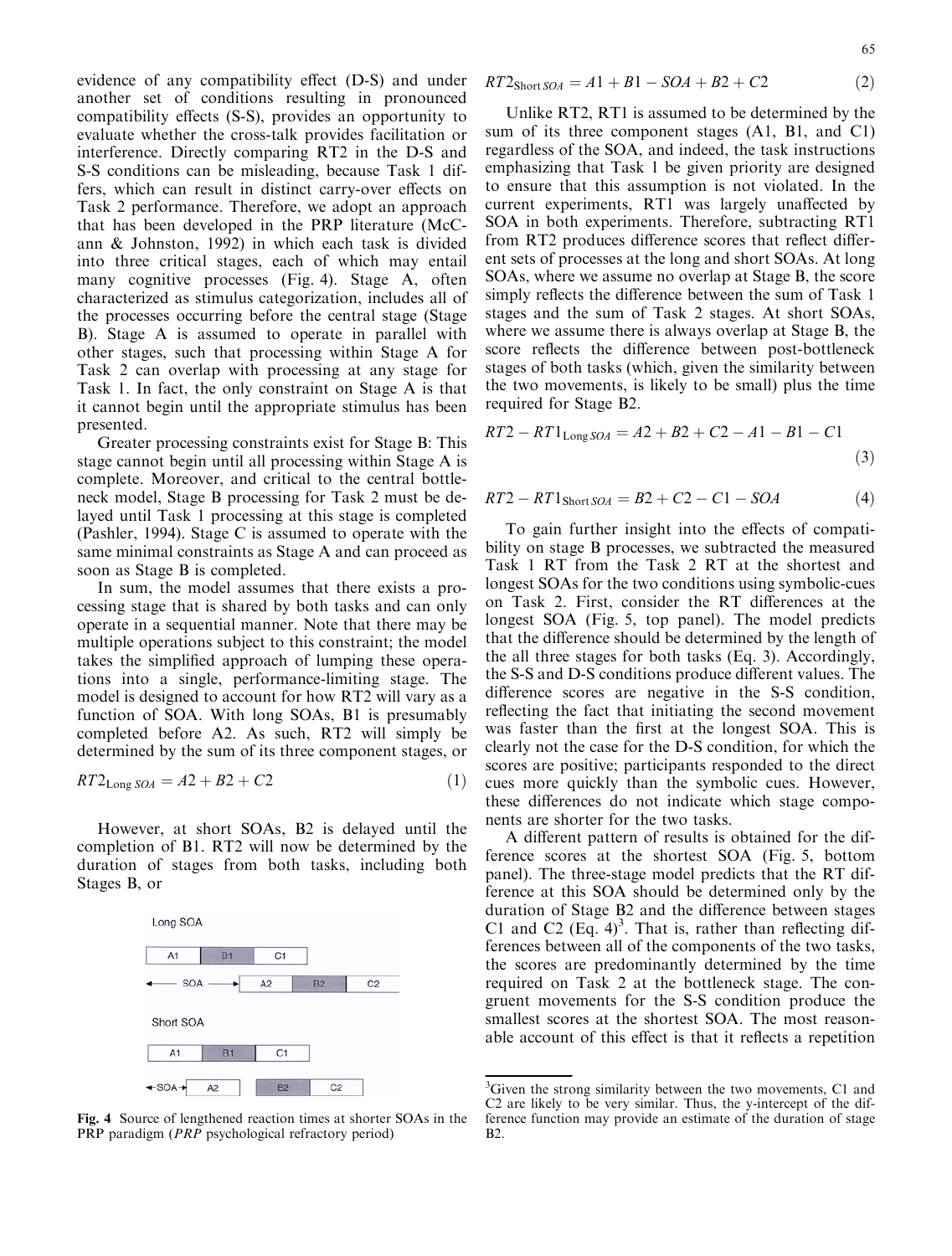evidence of any compatibility effect (D-S) and under another set of conditions resulting in pronounced compatibility effects (S-S), provides an opportunity to evaluate whether the cross-talk provides facilitation or interference. Directly comparing RT2 in the D-S and S-S conditions can be misleading, because Task 1 differs, which can result in distinct carry-over effects on Task 2 performance. Therefore, we adopt an approach that has been developed in the PRP literature (McCann & Johnston, 1992) in which each task is divided into three critical stages, each of which may entail many cognitive processes (Fig. 4). Stage A, often characterized as stimulus categorization, includes all of the processes occurring before the central stage (Stage B). Stage A is assumed to operate in parallel with other stages, such that processing within Stage A for Task 2 can overlap with processing at any stage for Task 1. In fact, the only constraint on Stage A is that it cannot begin until the appropriate stimulus has been presented.

Greater processing constraints exist for Stage B: This stage cannot begin until all processing within Stage A is complete. Moreover, and critical to the central bottleneck model, Stage B processing for Task 2 must be delayed until Task 1 processing at this stage is completed (Pashler, 1994). Stage C is assumed to operate with the same minimal constraints as Stage A and can proceed as soon as Stage B is completed.

In sum, the model assumes that there exists a processing stage that is shared by both tasks and can only operate in a sequential manner. Note that there may be multiple operations subject to this constraint; the model takes the simplified approach of lumping these operations into a single, performance-limiting stage. The model is designed to account for how RT2 will vary as a function of SOA. With long SOAs, B1 is presumably completed before A2. As such, RT2 will simply be determined by the sum of its three component stages, or

$$RT2_{\text{Long}\,SOA} = A2 + B2 + C2 \tag{1}$$

However, at short SOAs, B2 is delayed until the completion of B1. RT2 will now be determined by the duration of stages from both tasks, including both Stages B, or

Fig. 4 Source of lengthened reaction times at shorter SOAs in the PRP paradigm (*PRP* psychological refractory period)

$$RT2_{\text{Short}\,SOA} = A1 + B1 - SOA + B2 + C2 \tag{2}$$

Unlike RT2, RT1 is assumed to be determined by the sum of its three component stages (A1, B1, and C1) regardless of the SOA, and indeed, the task instructions emphasizing that Task 1 be given priority are designed to ensure that this assumption is not violated. In the current experiments, RT1 was largely unaffected by SOA in both experiments. Therefore, subtracting RT1 from RT2 produces difference scores that reflect different sets of processes at the long and short SOAs. At long SOAs, where we assume no overlap at Stage B, the score simply reflects the difference between the sum of Task 1 stages and the sum of Task 2 stages. At short SOAs, where we assume there is always overlap at Stage B, the score reflects the difference between post-bottleneck stages of both tasks (which, given the similarity between the two movements, is likely to be small) plus the time required for Stage B2.

$$RT2 - RT1_{\text{Long}\,SOA} = A2 + B2 + C2 - A1 - B1 - C1 \tag{3}$$

$$RT2 - RT1_{\text{Short}\,SOA} = B2 + C2 - C1 - SOA \tag{4}$$

To gain further insight into the effects of compatibility on stage B processes, we subtracted the measured Task 1 RT from the Task 2 RT at the shortest and longest SOAs for the two conditions using symbolic-cues on Task 2. First, consider the RT differences at the longest SOA (Fig. 5, top panel). The model predicts that the difference should be determined by the length of the all three stages for both tasks (Eq. 3). Accordingly, the S-S and D-S conditions produce different values. The difference scores are negative in the S-S condition, reflecting the fact that initiating the second movement was faster than the first at the longest SOA. This is clearly not the case for the D-S condition, for which the scores are positive; participants responded to the direct cues more quickly than the symbolic cues. However, these differences do not indicate which stage components are shorter for the two tasks.

A different pattern of results is obtained for the difference scores at the shortest SOA (Fig. 5, bottom panel). The three-stage model predicts that the RT difference at this SOA should be determined only by the duration of Stage B2 and the difference between stages C1 and C2 (Eq. 4)[3]. That is, rather than reflecting differences between all of the components of the two tasks, the scores are predominantly determined by the time required on Task 2 at the bottleneck stage. The congruent movements for the S-S condition produce the smallest scores at the shortest SOA. The most reasonable account of this effect is that it reflects a repetition

[3]Given the strong similarity between the two movements, C1 and C2 are likely to be very similar. Thus, the y-intercept of the difference function may provide an estimate of the duration of stage B2.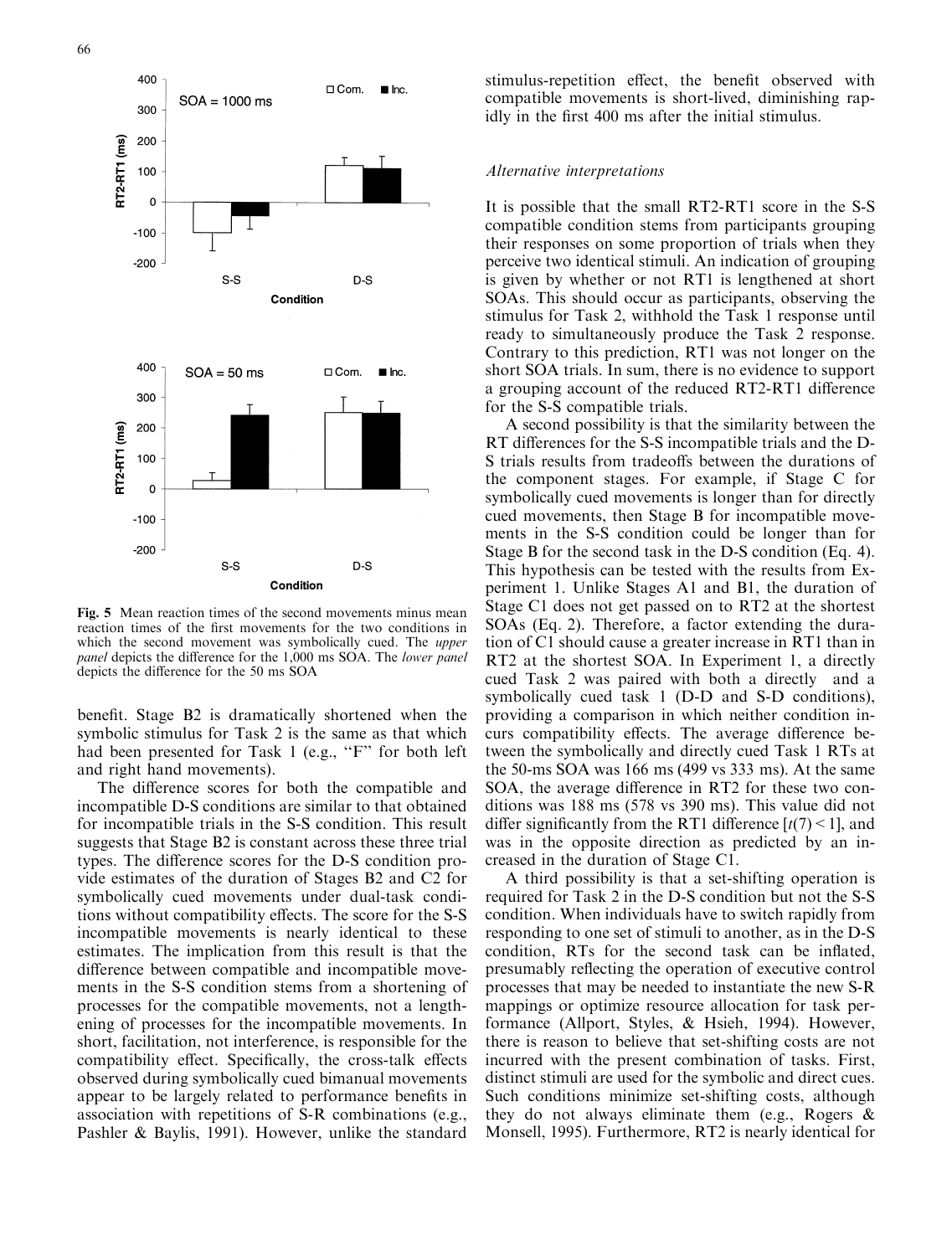Fig. 5 Mean reaction times of the second movements minus mean reaction times of the first movements for the two conditions in which the second movement was symbolically cued. The *upper panel* depicts the difference for the 1,000 ms SOA. The *lower panel* depicts the difference for the 50 ms SOA

benefit. Stage B2 is dramatically shortened when the symbolic stimulus for Task 2 is the same as that which had been presented for Task 1 (e.g., "F" for both left and right hand movements).

The difference scores for both the compatible and incompatible D-S conditions are similar to that obtained for incompatible trials in the S-S condition. This result suggests that Stage B2 is constant across these three trial types. The difference scores for the D-S condition provide estimates of the duration of Stages B2 and C2 for symbolically cued movements under dual-task conditions without compatibility effects. The score for the S-S incompatible movements is nearly identical to these estimates. The implication from this result is that the difference between compatible and incompatible movements in the S-S condition stems from a shortening of processes for the compatible movements, not a lengthening of processes for the incompatible movements. In short, facilitation, not interference, is responsible for the compatibility effect. Specifically, the cross-talk effects observed during symbolically cued bimanual movements appear to be largely related to performance benefits in association with repetitions of S-R combinations (e.g., Pashler & Baylis, 1991). However, unlike the standard stimulus-repetition effect, the benefit observed with compatible movements is short-lived, diminishing rapidly in the first 400 ms after the initial stimulus.

### *Alternative interpretations*

It is possible that the small RT2-RT1 score in the S-S compatible condition stems from participants grouping their responses on some proportion of trials when they perceive two identical stimuli. An indication of grouping is given by whether or not RT1 is lengthened at short SOAs. This should occur as participants, observing the stimulus for Task 2, withhold the Task 1 response until ready to simultaneously produce the Task 2 response. Contrary to this prediction, RT1 was not longer on the short SOA trials. In sum, there is no evidence to support a grouping account of the reduced RT2-RT1 difference for the S-S compatible trials.

A second possibility is that the similarity between the RT differences for the S-S incompatible trials and the D-S trials results from tradeoffs between the durations of the component stages. For example, if Stage C for symbolically cued movements is longer than for directly cued movements, then Stage B for incompatible movements in the S-S condition could be longer than for Stage B for the second task in the D-S condition (Eq. 4). This hypothesis can be tested with the results from Experiment 1. Unlike Stages A1 and B1, the duration of Stage C1 does not get passed on to RT2 at the shortest SOAs (Eq. 2). Therefore, a factor extending the duration of C1 should cause a greater increase in RT1 than in RT2 at the shortest SOA. In Experiment 1, a directly cued Task 2 was paired with both a directly and a symbolically cued task 1 (D-D and S-D conditions), providing a comparison in which neither condition incurs compatibility effects. The average difference between the symbolically and directly cued Task 1 RTs at the 50-ms SOA was 166 ms (499 vs 333 ms). At the same SOA, the average difference in RT2 for these two conditions was 188 ms (578 vs 390 ms). This value did not differ significantly from the RT1 difference [$t(7) < 1$], and was in the opposite direction as predicted by an increased in the duration of Stage C1.

A third possibility is that a set-shifting operation is required for Task 2 in the D-S condition but not the S-S condition. When individuals have to switch rapidly from responding to one set of stimuli to another, as in the D-S condition, RTs for the second task can be inflated, presumably reflecting the operation of executive control processes that may be needed to instantiate the new S-R mappings or optimize resource allocation for task performance (Allport, Styles, & Hsieh, 1994). However, there is reason to believe that set-shifting costs are not incurred with the present combination of tasks. First, distinct stimuli are used for the symbolic and direct cues. Such conditions minimize set-shifting costs, although they do not always eliminate them (e.g., Rogers & Monsell, 1995). Furthermore, RT2 is nearly identical for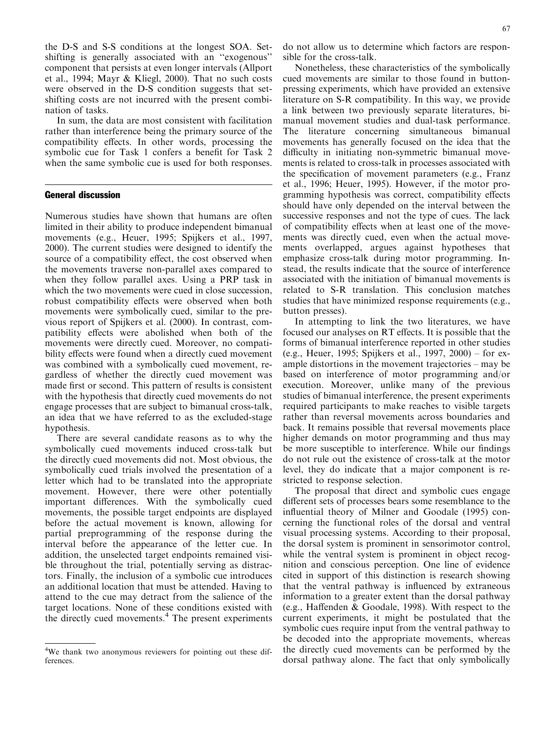the D-S and S-S conditions at the longest SOA. Set-shifting is generally associated with an "exogenous" component that persists at even longer intervals (Allport et al., 1994; Mayr & Kliegl, 2000). That no such costs were observed in the D-S condition suggests that set-shifting costs are not incurred with the present combination of tasks.

In sum, the data are most consistent with facilitation rather than interference being the primary source of the compatibility effects. In other words, processing the symbolic cue for Task 1 confers a benefit for Task 2 when the same symbolic cue is used for both responses.

## General discussion

Numerous studies have shown that humans are often limited in their ability to produce independent bimanual movements (e.g., Heuer, 1995; Spijkers et al., 1997, 2000). The current studies were designed to identify the source of a compatibility effect, the cost observed when the movements traverse non-parallel axes compared to when they follow parallel axes. Using a PRP task in which the two movements were cued in close succession, robust compatibility effects were observed when both movements were symbolically cued, similar to the previous report of Spijkers et al. (2000). In contrast, compatibility effects were abolished when both of the movements were directly cued. Moreover, no compatibility effects were found when a directly cued movement was combined with a symbolically cued movement, regardless of whether the directly cued movement was made first or second. This pattern of results is consistent with the hypothesis that directly cued movements do not engage processes that are subject to bimanual cross-talk, an idea that we have referred to as the excluded-stage hypothesis.

There are several candidate reasons as to why the symbolically cued movements induced cross-talk but the directly cued movements did not. Most obvious, the symbolically cued trials involved the presentation of a letter which had to be translated into the appropriate movement. However, there were other potentially important differences. With the symbolically cued movements, the possible target endpoints are displayed before the actual movement is known, allowing for partial preprogramming of the response during the interval before the appearance of the letter cue. In addition, the unselected target endpoints remained visible throughout the trial, potentially serving as distractors. Finally, the inclusion of a symbolic cue introduces an additional location that must be attended. Having to attend to the cue may detract from the salience of the target locations. None of these conditions existed with the directly cued movements.[4] The present experiments do not allow us to determine which factors are responsible for the cross-talk.

Nonetheless, these characteristics of the symbolically cued movements are similar to those found in button-pressing experiments, which have provided an extensive literature on S-R compatibility. In this way, we provide a link between two previously separate literatures, bimanual movement studies and dual-task performance. The literature concerning simultaneous bimanual movements has generally focused on the idea that the difficulty in initiating non-symmetric bimanual movements is related to cross-talk in processes associated with the specification of movement parameters (e.g., Franz et al., 1996; Heuer, 1995). However, if the motor programming hypothesis was correct, compatibility effects should have only depended on the interval between the successive responses and not the type of cues. The lack of compatibility effects when at least one of the movements was directly cued, even when the actual movements overlapped, argues against hypotheses that emphasize cross-talk during motor programming. Instead, the results indicate that the source of interference associated with the initiation of bimanual movements is related to S-R translation. This conclusion matches studies that have minimized response requirements (e.g., button presses).

In attempting to link the two literatures, we have focused our analyses on RT effects. It is possible that the forms of bimanual interference reported in other studies (e.g., Heuer, 1995; Spijkers et al., 1997, 2000) – for example distortions in the movement trajectories – may be based on interference of motor programming and/or execution. Moreover, unlike many of the previous studies of bimanual interference, the present experiments required participants to make reaches to visible targets rather than reversal movements across boundaries and back. It remains possible that reversal movements place higher demands on motor programming and thus may be more susceptible to interference. While our findings do not rule out the existence of cross-talk at the motor level, they do indicate that a major component is restricted to response selection.

The proposal that direct and symbolic cues engage different sets of processes bears some resemblance to the influential theory of Milner and Goodale (1995) concerning the functional roles of the dorsal and ventral visual processing systems. According to their proposal, the dorsal system is prominent in sensorimotor control, while the ventral system is prominent in object recognition and conscious perception. One line of evidence cited in support of this distinction is research showing that the ventral pathway is influenced by extraneous information to a greater extent than the dorsal pathway (e.g., Haffenden & Goodale, 1998). With respect to the current experiments, it might be postulated that the symbolic cues require input from the ventral pathway to be decoded into the appropriate movements, whereas the directly cued movements can be performed by the dorsal pathway alone. The fact that only symbolically

[4] We thank two anonymous reviewers for pointing out these differences.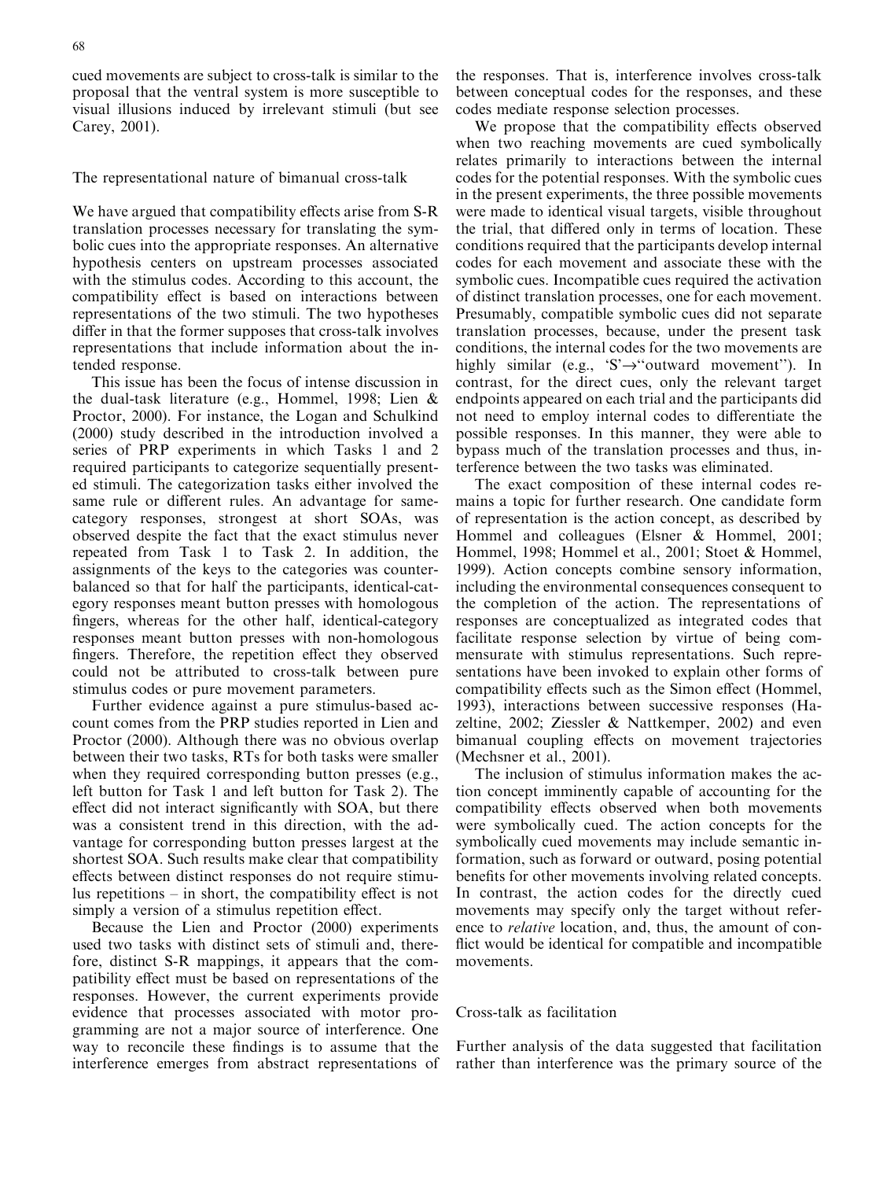cued movements are subject to cross-talk is similar to the proposal that the ventral system is more susceptible to visual illusions induced by irrelevant stimuli (but see Carey, 2001).

## The representational nature of bimanual cross-talk

We have argued that compatibility effects arise from S-R translation processes necessary for translating the symbolic cues into the appropriate responses. An alternative hypothesis centers on upstream processes associated with the stimulus codes. According to this account, the compatibility effect is based on interactions between representations of the two stimuli. The two hypotheses differ in that the former supposes that cross-talk involves representations that include information about the intended response.

This issue has been the focus of intense discussion in the dual-task literature (e.g., Hommel, 1998; Lien & Proctor, 2000). For instance, the Logan and Schulkind (2000) study described in the introduction involved a series of PRP experiments in which Tasks 1 and 2 required participants to categorize sequentially presented stimuli. The categorization tasks either involved the same rule or different rules. An advantage for same-category responses, strongest at short SOAs, was observed despite the fact that the exact stimulus never repeated from Task 1 to Task 2. In addition, the assignments of the keys to the categories was counterbalanced so that for half the participants, identical-category responses meant button presses with homologous fingers, whereas for the other half, identical-category responses meant button presses with non-homologous fingers. Therefore, the repetition effect they observed could not be attributed to cross-talk between pure stimulus codes or pure movement parameters.

Further evidence against a pure stimulus-based account comes from the PRP studies reported in Lien and Proctor (2000). Although there was no obvious overlap between their two tasks, RTs for both tasks were smaller when they required corresponding button presses (e.g., left button for Task 1 and left button for Task 2). The effect did not interact significantly with SOA, but there was a consistent trend in this direction, with the advantage for corresponding button presses largest at the shortest SOA. Such results make clear that compatibility effects between distinct responses do not require stimulus repetitions – in short, the compatibility effect is not simply a version of a stimulus repetition effect.

Because the Lien and Proctor (2000) experiments used two tasks with distinct sets of stimuli and, therefore, distinct S-R mappings, it appears that the compatibility effect must be based on representations of the responses. However, the current experiments provide evidence that processes associated with motor programming are not a major source of interference. One way to reconcile these findings is to assume that the interference emerges from abstract representations of the responses. That is, interference involves cross-talk between conceptual codes for the responses, and these codes mediate response selection processes.

We propose that the compatibility effects observed when two reaching movements are cued symbolically relates primarily to interactions between the internal codes for the potential responses. With the symbolic cues in the present experiments, the three possible movements were made to identical visual targets, visible throughout the trial, that differed only in terms of location. These conditions required that the participants develop internal codes for each movement and associate these with the symbolic cues. Incompatible cues required the activation of distinct translation processes, one for each movement. Presumably, compatible symbolic cues did not separate translation processes, because, under the present task conditions, the internal codes for the two movements are highly similar (e.g., 'S'→"outward movement"). In contrast, for the direct cues, only the relevant target endpoints appeared on each trial and the participants did not need to employ internal codes to differentiate the possible responses. In this manner, they were able to bypass much of the translation processes and thus, interference between the two tasks was eliminated.

The exact composition of these internal codes remains a topic for further research. One candidate form of representation is the action concept, as described by Hommel and colleagues (Elsner & Hommel, 2001; Hommel, 1998; Hommel et al., 2001; Stoet & Hommel, 1999). Action concepts combine sensory information, including the environmental consequences consequent to the completion of the action. The representations of responses are conceptualized as integrated codes that facilitate response selection by virtue of being commensurate with stimulus representations. Such representations have been invoked to explain other forms of compatibility effects such as the Simon effect (Hommel, 1993), interactions between successive responses (Hazeltine, 2002; Ziessler & Nattkemper, 2002) and even bimanual coupling effects on movement trajectories (Mechsner et al., 2001).

The inclusion of stimulus information makes the action concept imminently capable of accounting for the compatibility effects observed when both movements were symbolically cued. The action concepts for the symbolically cued movements may include semantic information, such as forward or outward, posing potential benefits for other movements involving related concepts. In contrast, the action codes for the directly cued movements may specify only the target without reference to *relative* location, and, thus, the amount of conflict would be identical for compatible and incompatible movements.

## Cross-talk as facilitation

Further analysis of the data suggested that facilitation rather than interference was the primary source of the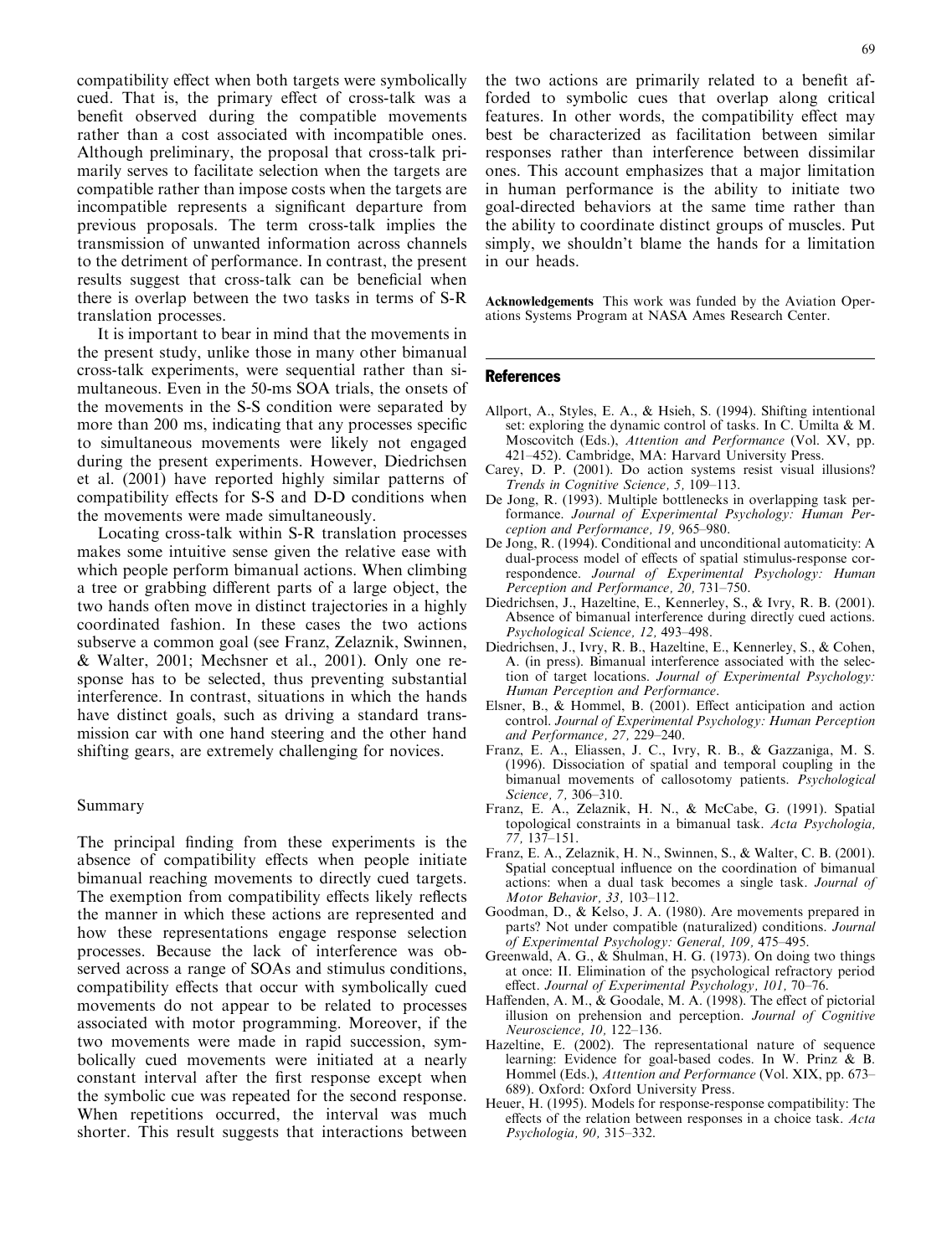compatibility effect when both targets were symbolically cued. That is, the primary effect of cross-talk was a benefit observed during the compatible movements rather than a cost associated with incompatible ones. Although preliminary, the proposal that cross-talk primarily serves to facilitate selection when the targets are compatible rather than impose costs when the targets are incompatible represents a significant departure from previous proposals. The term cross-talk implies the transmission of unwanted information across channels to the detriment of performance. In contrast, the present results suggest that cross-talk can be beneficial when there is overlap between the two tasks in terms of S-R translation processes.

It is important to bear in mind that the movements in the present study, unlike those in many other bimanual cross-talk experiments, were sequential rather than simultaneous. Even in the 50-ms SOA trials, the onsets of the movements in the S-S condition were separated by more than 200 ms, indicating that any processes specific to simultaneous movements were likely not engaged during the present experiments. However, Diedrichsen et al. (2001) have reported highly similar patterns of compatibility effects for S-S and D-D conditions when the movements were made simultaneously.

Locating cross-talk within S-R translation processes makes some intuitive sense given the relative ease with which people perform bimanual actions. When climbing a tree or grabbing different parts of a large object, the two hands often move in distinct trajectories in a highly coordinated fashion. In these cases the two actions subserve a common goal (see Franz, Zelaznik, Swinnen, & Walter, 2001; Mechsner et al., 2001). Only one response has to be selected, thus preventing substantial interference. In contrast, situations in which the hands have distinct goals, such as driving a standard transmission car with one hand steering and the other hand shifting gears, are extremely challenging for novices.

## Summary

The principal finding from these experiments is the absence of compatibility effects when people initiate bimanual reaching movements to directly cued targets. The exemption from compatibility effects likely reflects the manner in which these actions are represented and how these representations engage response selection processes. Because the lack of interference was observed across a range of SOAs and stimulus conditions, compatibility effects that occur with symbolically cued movements do not appear to be related to processes associated with motor programming. Moreover, if the two movements were made in rapid succession, symbolically cued movements were initiated at a nearly constant interval after the first response except when the symbolic cue was repeated for the second response. When repetitions occurred, the interval was much shorter. This result suggests that interactions between the two actions are primarily related to a benefit afforded to symbolic cues that overlap along critical features. In other words, the compatibility effect may best be characterized as facilitation between similar responses rather than interference between dissimilar ones. This account emphasizes that a major limitation in human performance is the ability to initiate two goal-directed behaviors at the same time rather than the ability to coordinate distinct groups of muscles. Put simply, we shouldn't blame the hands for a limitation in our heads.

**Acknowledgements** This work was funded by the Aviation Operations Systems Program at NASA Ames Research Center.

## References

Allport, A., Styles, E. A., & Hsieh, S. (1994). Shifting intentional set: exploring the dynamic control of tasks. In C. Umiltà & M. Moscovitch (Eds.), *Attention and Performance* (Vol. XV, pp. 421–452). Cambridge, MA: Harvard University Press.

Carey, D. P. (2001). Do action systems resist visual illusions? *Trends in Cognitive Science, 5,* 109–113.

De Jong, R. (1993). Multiple bottlenecks in overlapping task performance. *Journal of Experimental Psychology: Human Perception and Performance, 19,* 965–980.

De Jong, R. (1994). Conditional and unconditional automaticity: A dual-process model of effects of spatial stimulus-response correspondence. *Journal of Experimental Psychology: Human Perception and Performance, 20,* 731–750.

Diedrichsen, J., Hazeltine, E., Kennerley, S., & Ivry, R. B. (2001). Absence of bimanual interference during directly cued actions. *Psychological Science, 12,* 493–498.

Diedrichsen, J., Ivry, R. B., Hazeltine, E., Kennerley, S., & Cohen, A. (in press). Bimanual interference associated with the selection of target locations. *Journal of Experimental Psychology: Human Perception and Performance*.

Elsner, B., & Hommel, B. (2001). Effect anticipation and action control. *Journal of Experimental Psychology: Human Perception and Performance, 27,* 229–240.

Franz, E. A., Eliassen, J. C., Ivry, R. B., & Gazzaniga, M. S. (1996). Dissociation of spatial and temporal coupling in the bimanual movements of callosotomy patients. *Psychological Science, 7,* 306–310.

Franz, E. A., Zelaznik, H. N., & McCabe, G. (1991). Spatial topological constraints in a bimanual task. *Acta Psychologia, 77,* 137–151.

Franz, E. A., Zelaznik, H. N., Swinnen, S., & Walter, C. B. (2001). Spatial conceptual influence on the coordination of bimanual actions: when a dual task becomes a single task. *Journal of Motor Behavior, 33,* 103–112.

Goodman, D., & Kelso, J. A. (1980). Are movements prepared in parts? Not under compatible (naturalized) conditions. *Journal of Experimental Psychology: General, 109,* 475–495.

Greenwald, A. G., & Shulman, H. G. (1973). On doing two things at once: II. Elimination of the psychological refractory period effect. *Journal of Experimental Psychology, 101,* 70–76.

Haffenden, A. M., & Goodale, M. A. (1998). The effect of pictorial illusion on prehension and perception. *Journal of Cognitive Neuroscience, 10,* 122–136.

Hazeltine, E. (2002). The representational nature of sequence learning: Evidence for goal-based codes. In W. Prinz & B. Hommel (Eds.), *Attention and Performance* (Vol. XIX, pp. 673–689). Oxford: Oxford University Press.

Heuer, H. (1995). Models for response-response compatibility: The effects of the relation between responses in a choice task. *Acta Psychologia, 90,* 315–332.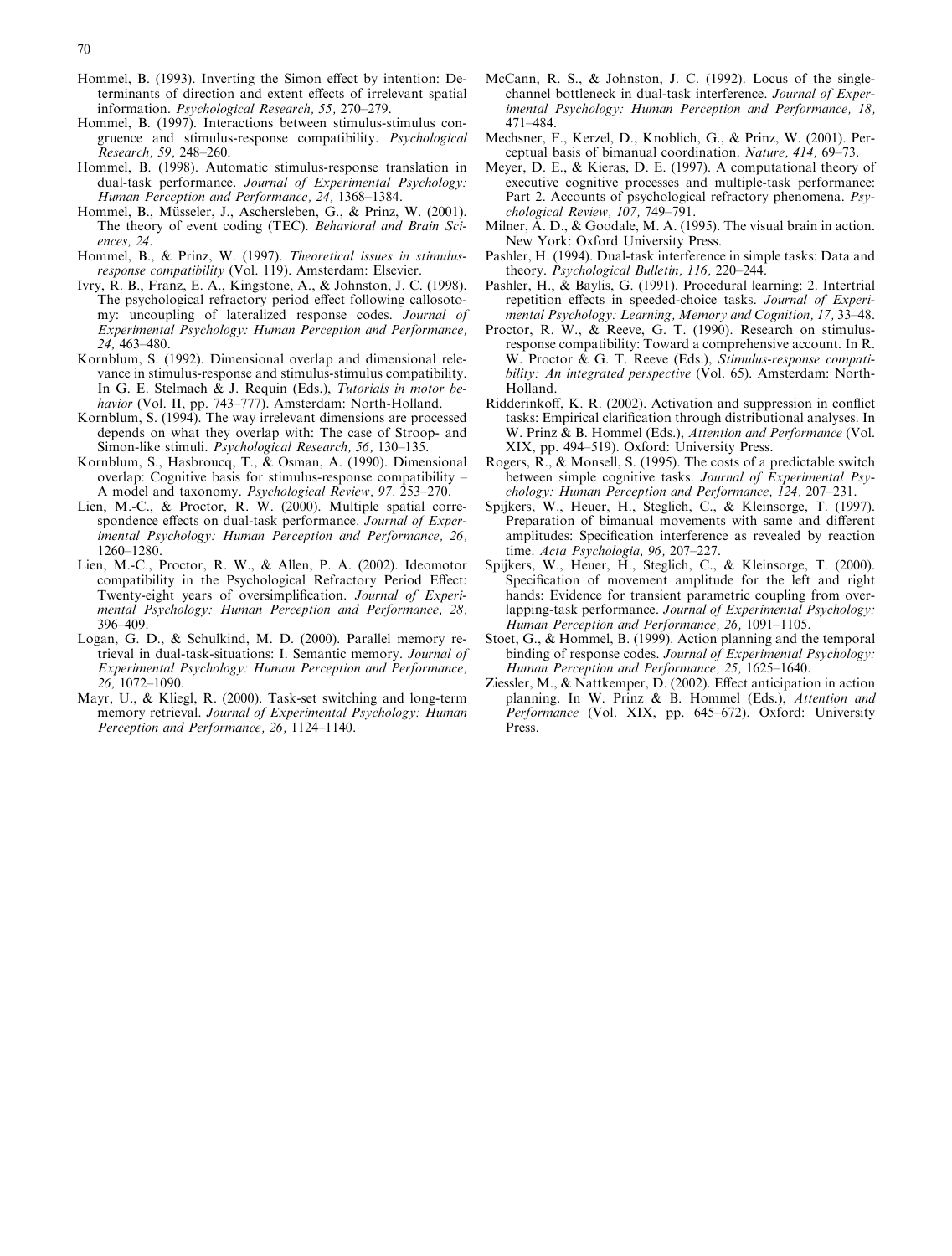Hommel, B. (1993). Inverting the Simon effect by intention: Determinants of direction and extent effects of irrelevant spatial information. *Psychological Research, 55,* 270–279.

Hommel, B. (1997). Interactions between stimulus-stimulus congruence and stimulus-response compatibility. *Psychological Research, 59,* 248–260.

Hommel, B. (1998). Automatic stimulus-response translation in dual-task performance. *Journal of Experimental Psychology: Human Perception and Performance, 24,* 1368–1384.

Hommel, B., Müsseler, J., Aschersleben, G., & Prinz, W. (2001). The theory of event coding (TEC). *Behavioral and Brain Sciences, 24*.

Hommel, B., & Prinz, W. (1997). *Theoretical issues in stimulus-response compatibility* (Vol. 119). Amsterdam: Elsevier.

Ivry, R. B., Franz, E. A., Kingstone, A., & Johnston, J. C. (1998). The psychological refractory period effect following callosotomy: uncoupling of lateralized response codes. *Journal of Experimental Psychology: Human Perception and Performance, 24,* 463–480.

Kornblum, S. (1992). Dimensional overlap and dimensional relevance in stimulus-response and stimulus-stimulus compatibility. In G. E. Stelmach & J. Requin (Eds.), *Tutorials in motor behavior* (Vol. II, pp. 743–777). Amsterdam: North-Holland.

Kornblum, S. (1994). The way irrelevant dimensions are processed depends on what they overlap with: The case of Stroop- and Simon-like stimuli. *Psychological Research, 56,* 130–135.

Kornblum, S., Hasbroucq, T., & Osman, A. (1990). Dimensional overlap: Cognitive basis for stimulus-response compatibility – A model and taxonomy. *Psychological Review, 97,* 253–270.

Lien, M.-C., & Proctor, R. W. (2000). Multiple spatial correspondence effects on dual-task performance. *Journal of Experimental Psychology: Human Perception and Performance, 26,* 1260–1280.

Lien, M.-C., Proctor, R. W., & Allen, P. A. (2002). Ideomotor compatibility in the Psychological Refractory Period Effect: Twenty-eight years of oversimplification. *Journal of Experimental Psychology: Human Perception and Performance, 28,* 396–409.

Logan, G. D., & Schulkind, M. D. (2000). Parallel memory retrieval in dual-task-situations: I. Semantic memory. *Journal of Experimental Psychology: Human Perception and Performance, 26,* 1072–1090.

Mayr, U., & Kliegl, R. (2000). Task-set switching and long-term memory retrieval. *Journal of Experimental Psychology: Human Perception and Performance, 26,* 1124–1140.

McCann, R. S., & Johnston, J. C. (1992). Locus of the single-channel bottleneck in dual-task interference. *Journal of Experimental Psychology: Human Perception and Performance, 18,* 471–484.

Mechsner, F., Kerzel, D., Knoblich, G., & Prinz, W. (2001). Perceptual basis of bimanual coordination. *Nature, 414,* 69–73.

Meyer, D. E., & Kieras, D. E. (1997). A computational theory of executive cognitive processes and multiple-task performance: Part 2. Accounts of psychological refractory phenomena. *Psychological Review, 107,* 749–791.

Milner, A. D., & Goodale, M. A. (1995). The visual brain in action. New York: Oxford University Press.

Pashler, H. (1994). Dual-task interference in simple tasks: Data and theory. *Psychological Bulletin, 116,* 220–244.

Pashler, H., & Baylis, G. (1991). Procedural learning: 2. Intertrial repetition effects in speeded-choice tasks. *Journal of Experimental Psychology: Learning, Memory and Cognition, 17,* 33–48.

Proctor, R. W., & Reeve, G. T. (1990). Research on stimulus-response compatibility: Toward a comprehensive account. In R. W. Proctor & G. T. Reeve (Eds.), *Stimulus-response compatibility: An integrated perspective* (Vol. 65). Amsterdam: North-Holland.

Ridderinkoff, K. R. (2002). Activation and suppression in conflict tasks: Empirical clarification through distributional analyses. In W. Prinz & B. Hommel (Eds.), *Attention and Performance* (Vol. XIX, pp. 494–519). Oxford: University Press.

Rogers, R., & Monsell, S. (1995). The costs of a predictable switch between simple cognitive tasks. *Journal of Experimental Psychology: Human Perception and Performance, 124,* 207–231.

Spijkers, W., Heuer, H., Steglich, C., & Kleinsorge, T. (1997). Preparation of bimanual movements with same and different amplitudes: Specification interference as revealed by reaction time. *Acta Psychologia, 96,* 207–227.

Spijkers, W., Heuer, H., Steglich, C., & Kleinsorge, T. (2000). Specification of movement amplitude for the left and right hands: Evidence for transient parametric coupling from overlapping-task performance. *Journal of Experimental Psychology: Human Perception and Performance, 26,* 1091–1105.

Stoet, G., & Hommel, B. (1999). Action planning and the temporal binding of response codes. *Journal of Experimental Psychology: Human Perception and Performance, 25,* 1625–1640.

Ziessler, M., & Nattkemper, D. (2002). Effect anticipation in action planning. In W. Prinz & B. Hommel (Eds.), *Attention and Performance* (Vol. XIX, pp. 645–672). Oxford: University Press.